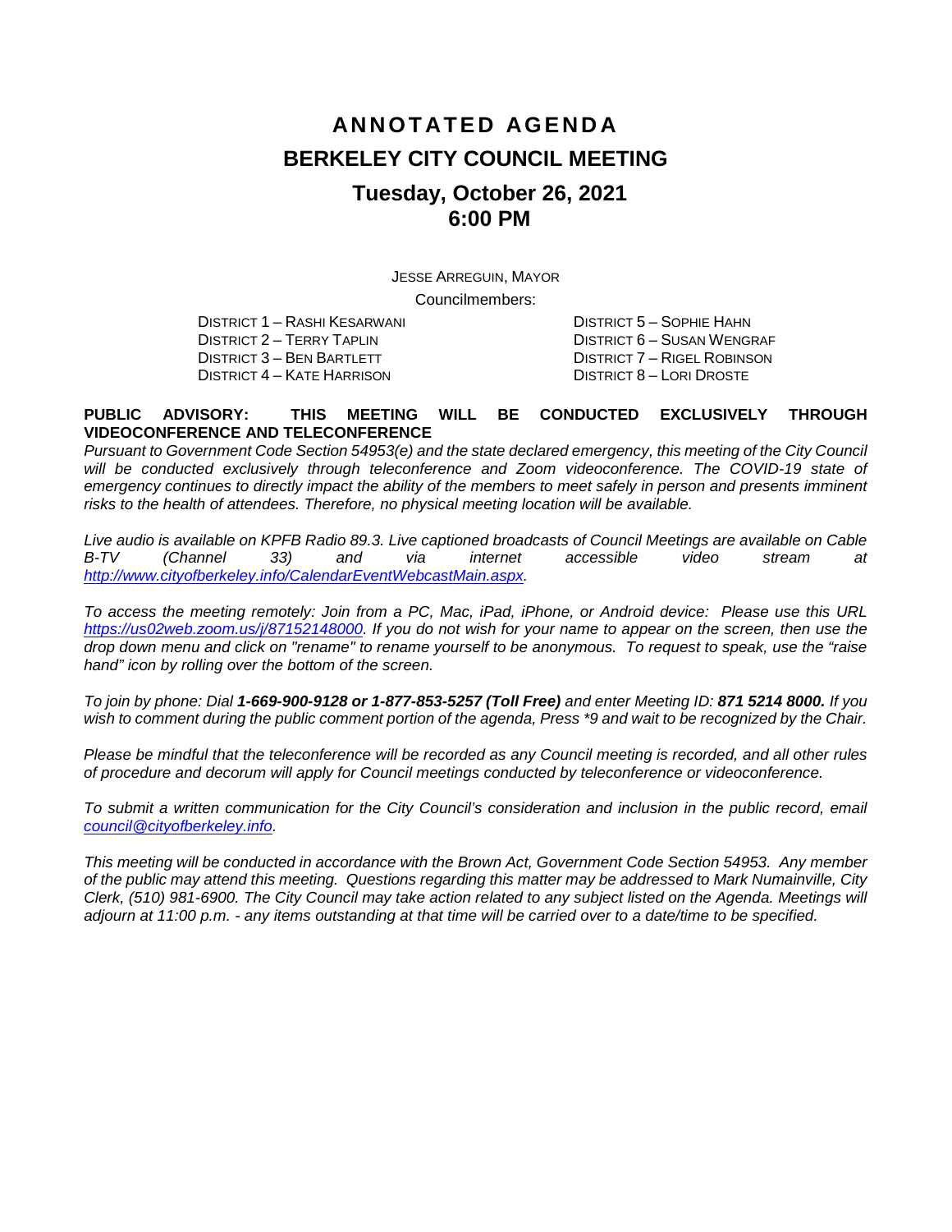# ANNOTATED AGENDA
# BERKELEY CITY COUNCIL MEETING
## Tuesday, October 26, 2021
## 6:00 PM

JESSE ARREGUIN, MAYOR

Councilmembers:

DISTRICT 1 – RASHI KESARWANI
DISTRICT 2 – TERRY TAPLIN
DISTRICT 3 – BEN BARTLETT
DISTRICT 4 – KATE HARRISON
DISTRICT 5 – SOPHIE HAHN
DISTRICT 6 – SUSAN WENGRAF
DISTRICT 7 – RIGEL ROBINSON
DISTRICT 8 – LORI DROSTE

**PUBLIC ADVISORY: THIS MEETING WILL BE CONDUCTED EXCLUSIVELY THROUGH VIDEOCONFERENCE AND TELECONFERENCE**

*Pursuant to Government Code Section 54953(e) and the state declared emergency, this meeting of the City Council will be conducted exclusively through teleconference and Zoom videoconference. The COVID-19 state of emergency continues to directly impact the ability of the members to meet safely in person and presents imminent risks to the health of attendees. Therefore, no physical meeting location will be available.*

*Live audio is available on KPFB Radio 89.3. Live captioned broadcasts of Council Meetings are available on Cable B-TV (Channel 33) and via internet accessible video stream at [http://www.cityofberkeley.info/CalendarEventWebcastMain.aspx](http://www.cityofberkeley.info/CalendarEventWebcastMain.aspx).*

*To access the meeting remotely: Join from a PC, Mac, iPad, iPhone, or Android device: Please use this URL [https://us02web.zoom.us/j/87152148000](https://us02web.zoom.us/j/87152148000). If you do not wish for your name to appear on the screen, then use the drop down menu and click on "rename" to rename yourself to be anonymous. To request to speak, use the "raise hand" icon by rolling over the bottom of the screen.*

*To join by phone: Dial **1-669-900-9128 or 1-877-853-5257 (Toll Free)** and enter Meeting ID: **871 5214 8000.** If you wish to comment during the public comment portion of the agenda, Press *9 and wait to be recognized by the Chair.*

*Please be mindful that the teleconference will be recorded as any Council meeting is recorded, and all other rules of procedure and decorum will apply for Council meetings conducted by teleconference or videoconference.*

*To submit a written communication for the City Council's consideration and inclusion in the public record, email [council@cityofberkeley.info](mailto:council@cityofberkeley.info).*

*This meeting will be conducted in accordance with the Brown Act, Government Code Section 54953. Any member of the public may attend this meeting. Questions regarding this matter may be addressed to Mark Numainville, City Clerk, (510) 981-6900. The City Council may take action related to any subject listed on the Agenda. Meetings will adjourn at 11:00 p.m. - any items outstanding at that time will be carried over to a date/time to be specified.*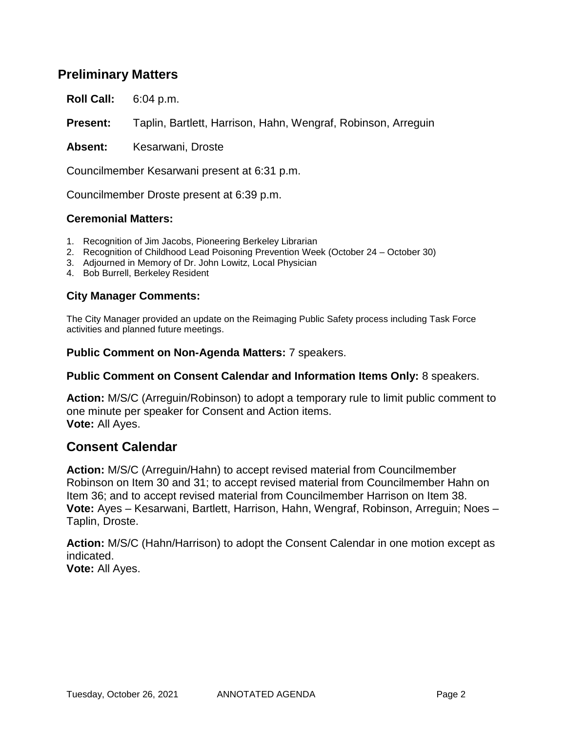## Preliminary Matters

**Roll Call:** 6:04 p.m.

**Present:** Taplin, Bartlett, Harrison, Hahn, Wengraf, Robinson, Arreguin

**Absent:** Kesarwani, Droste

Councilmember Kesarwani present at 6:31 p.m.

Councilmember Droste present at 6:39 p.m.

### Ceremonial Matters:

1. Recognition of Jim Jacobs, Pioneering Berkeley Librarian
2. Recognition of Childhood Lead Poisoning Prevention Week (October 24 – October 30)
3. Adjourned in Memory of Dr. John Lowitz, Local Physician
4. Bob Burrell, Berkeley Resident

### City Manager Comments:

The City Manager provided an update on the Reimaging Public Safety process including Task Force activities and planned future meetings.

**Public Comment on Non-Agenda Matters:** 7 speakers.

**Public Comment on Consent Calendar and Information Items Only:** 8 speakers.

**Action:** M/S/C (Arreguin/Robinson) to adopt a temporary rule to limit public comment to one minute per speaker for Consent and Action items.
**Vote:** All Ayes.

## Consent Calendar

**Action:** M/S/C (Arreguin/Hahn) to accept revised material from Councilmember Robinson on Item 30 and 31; to accept revised material from Councilmember Hahn on Item 36; and to accept revised material from Councilmember Harrison on Item 38.
**Vote:** Ayes – Kesarwani, Bartlett, Harrison, Hahn, Wengraf, Robinson, Arreguin; Noes – Taplin, Droste.

**Action:** M/S/C (Hahn/Harrison) to adopt the Consent Calendar in one motion except as indicated.
**Vote:** All Ayes.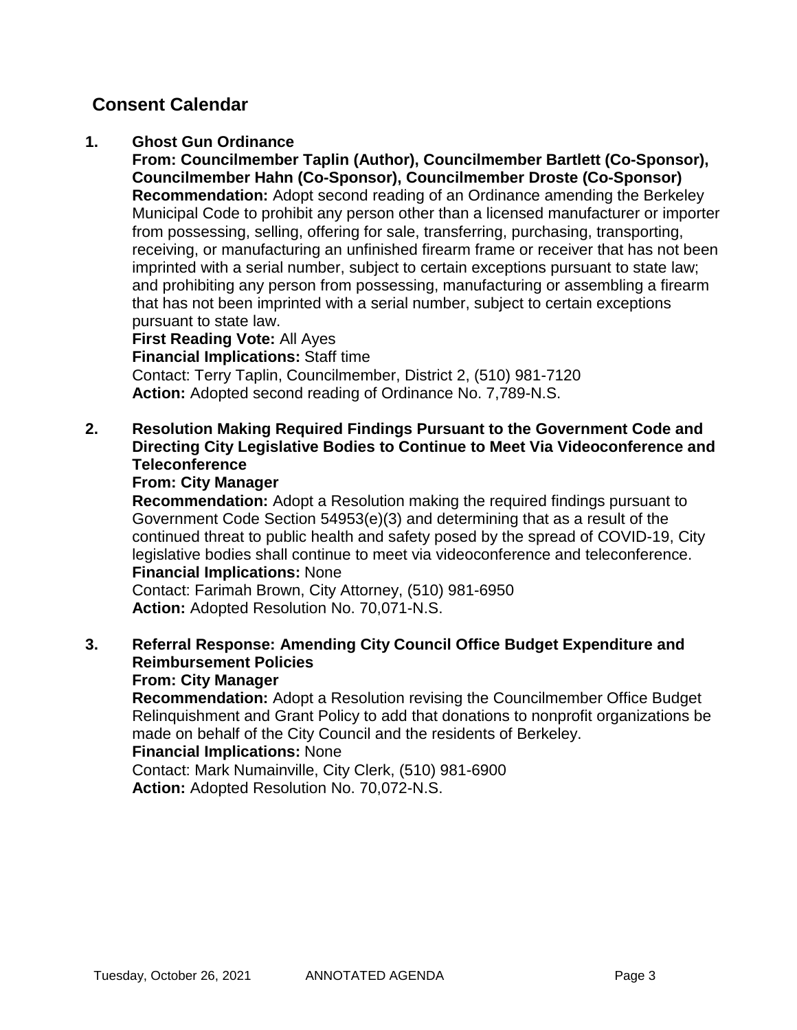## Consent Calendar

**1. Ghost Gun Ordinance**

**From: Councilmember Taplin (Author), Councilmember Bartlett (Co-Sponsor), Councilmember Hahn (Co-Sponsor), Councilmember Droste (Co-Sponsor)**
**Recommendation:** Adopt second reading of an Ordinance amending the Berkeley Municipal Code to prohibit any person other than a licensed manufacturer or importer from possessing, selling, offering for sale, transferring, purchasing, transporting, receiving, or manufacturing an unfinished firearm frame or receiver that has not been imprinted with a serial number, subject to certain exceptions pursuant to state law; and prohibiting any person from possessing, manufacturing or assembling a firearm that has not been imprinted with a serial number, subject to certain exceptions pursuant to state law.
**First Reading Vote:** All Ayes
**Financial Implications:** Staff time
Contact: Terry Taplin, Councilmember, District 2, (510) 981-7120
**Action:** Adopted second reading of Ordinance No. 7,789-N.S.

**2. Resolution Making Required Findings Pursuant to the Government Code and Directing City Legislative Bodies to Continue to Meet Via Videoconference and Teleconference**

**From: City Manager**
**Recommendation:** Adopt a Resolution making the required findings pursuant to Government Code Section 54953(e)(3) and determining that as a result of the continued threat to public health and safety posed by the spread of COVID-19, City legislative bodies shall continue to meet via videoconference and teleconference.
**Financial Implications:** None
Contact: Farimah Brown, City Attorney, (510) 981-6950
**Action:** Adopted Resolution No. 70,071-N.S.

**3. Referral Response: Amending City Council Office Budget Expenditure and Reimbursement Policies**

**From: City Manager**
**Recommendation:** Adopt a Resolution revising the Councilmember Office Budget Relinquishment and Grant Policy to add that donations to nonprofit organizations be made on behalf of the City Council and the residents of Berkeley.
**Financial Implications:** None
Contact: Mark Numainville, City Clerk, (510) 981-6900
**Action:** Adopted Resolution No. 70,072-N.S.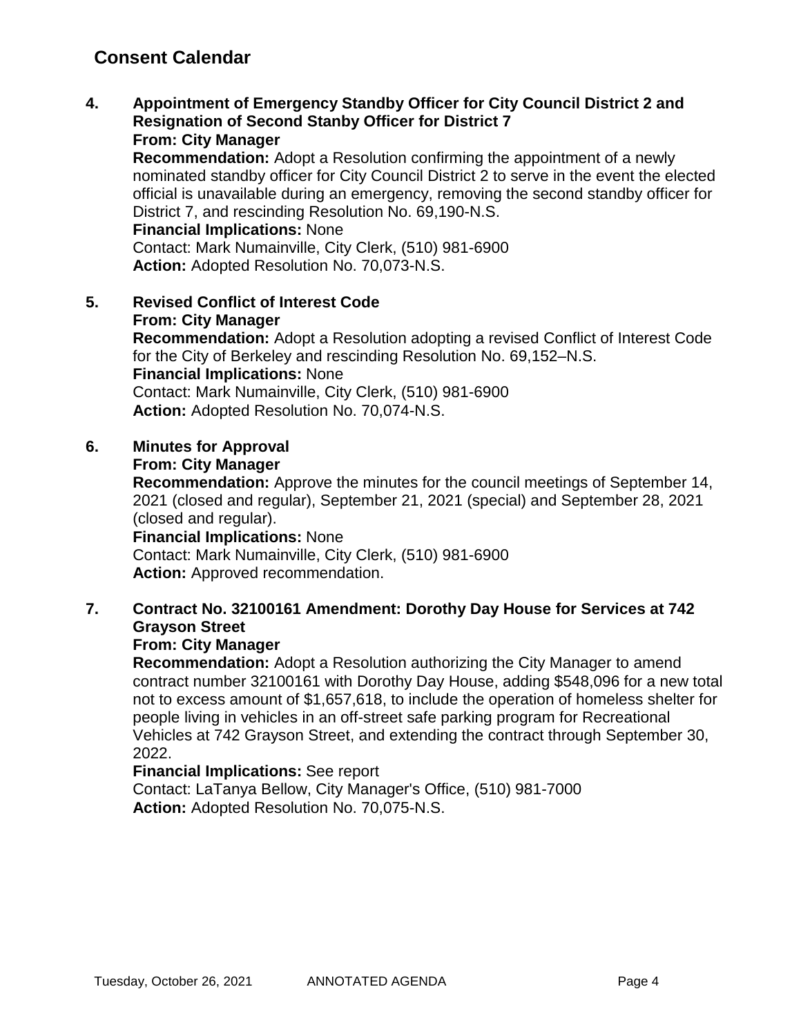## Consent Calendar

**4. Appointment of Emergency Standby Officer for City Council District 2 and Resignation of Second Stanby Officer for District 7**
**From: City Manager**
**Recommendation:** Adopt a Resolution confirming the appointment of a newly nominated standby officer for City Council District 2 to serve in the event the elected official is unavailable during an emergency, removing the second standby officer for District 7, and rescinding Resolution No. 69,190-N.S.
**Financial Implications:** None
Contact: Mark Numainville, City Clerk, (510) 981-6900
**Action:** Adopted Resolution No. 70,073-N.S.

**5. Revised Conflict of Interest Code**
**From: City Manager**
**Recommendation:** Adopt a Resolution adopting a revised Conflict of Interest Code for the City of Berkeley and rescinding Resolution No. 69,152–N.S.
**Financial Implications:** None
Contact: Mark Numainville, City Clerk, (510) 981-6900
**Action:** Adopted Resolution No. 70,074-N.S.

**6. Minutes for Approval**
**From: City Manager**
**Recommendation:** Approve the minutes for the council meetings of September 14, 2021 (closed and regular), September 21, 2021 (special) and September 28, 2021 (closed and regular).
**Financial Implications:** None
Contact: Mark Numainville, City Clerk, (510) 981-6900
**Action:** Approved recommendation.

**7. Contract No. 32100161 Amendment: Dorothy Day House for Services at 742 Grayson Street**
**From: City Manager**
**Recommendation:** Adopt a Resolution authorizing the City Manager to amend contract number 32100161 with Dorothy Day House, adding $548,096 for a new total not to excess amount of $1,657,618, to include the operation of homeless shelter for people living in vehicles in an off-street safe parking program for Recreational Vehicles at 742 Grayson Street, and extending the contract through September 30, 2022.
**Financial Implications:** See report
Contact: LaTanya Bellow, City Manager's Office, (510) 981-7000
**Action:** Adopted Resolution No. 70,075-N.S.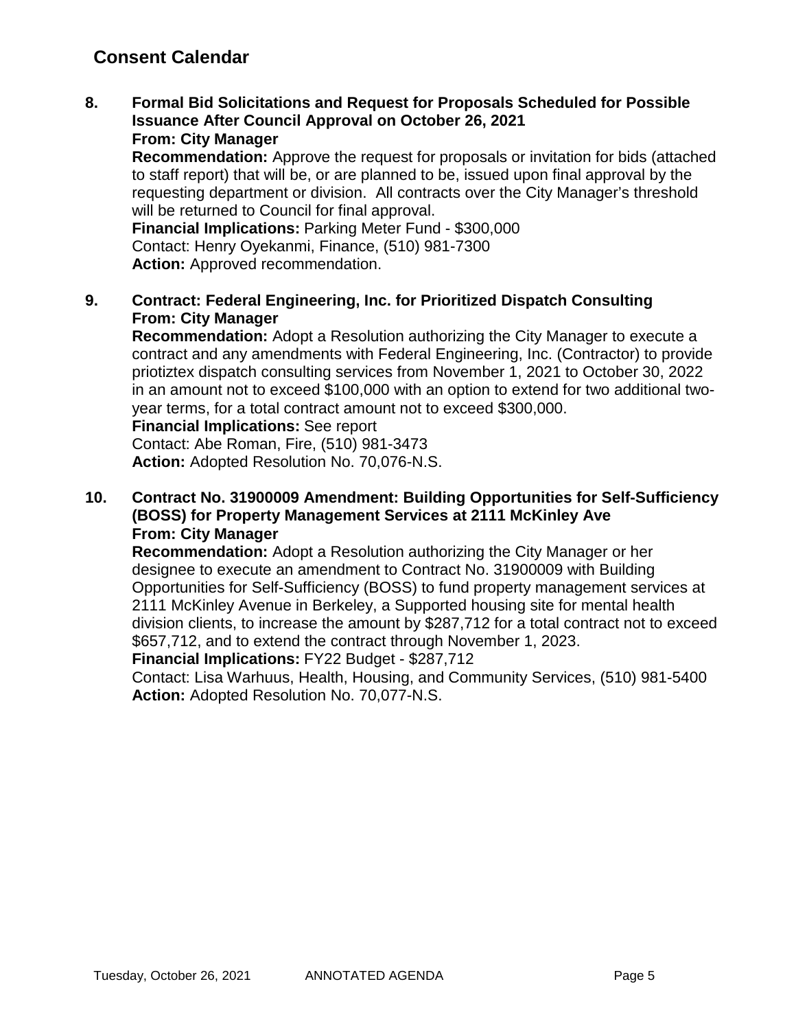## Consent Calendar

**8. Formal Bid Solicitations and Request for Proposals Scheduled for Possible Issuance After Council Approval on October 26, 2021**
**From: City Manager**
**Recommendation:** Approve the request for proposals or invitation for bids (attached to staff report) that will be, or are planned to be, issued upon final approval by the requesting department or division. All contracts over the City Manager's threshold will be returned to Council for final approval.
**Financial Implications:** Parking Meter Fund - $300,000
Contact: Henry Oyekanmi, Finance, (510) 981-7300
**Action:** Approved recommendation.

**9. Contract: Federal Engineering, Inc. for Prioritized Dispatch Consulting**
**From: City Manager**
**Recommendation:** Adopt a Resolution authorizing the City Manager to execute a contract and any amendments with Federal Engineering, Inc. (Contractor) to provide priotiztex dispatch consulting services from November 1, 2021 to October 30, 2022 in an amount not to exceed $100,000 with an option to extend for two additional two-year terms, for a total contract amount not to exceed $300,000.
**Financial Implications:** See report
Contact: Abe Roman, Fire, (510) 981-3473
**Action:** Adopted Resolution No. 70,076-N.S.

**10. Contract No. 31900009 Amendment: Building Opportunities for Self-Sufficiency (BOSS) for Property Management Services at 2111 McKinley Ave**
**From: City Manager**
**Recommendation:** Adopt a Resolution authorizing the City Manager or her designee to execute an amendment to Contract No. 31900009 with Building Opportunities for Self-Sufficiency (BOSS) to fund property management services at 2111 McKinley Avenue in Berkeley, a Supported housing site for mental health division clients, to increase the amount by $287,712 for a total contract not to exceed $657,712, and to extend the contract through November 1, 2023.
**Financial Implications:** FY22 Budget - $287,712
Contact: Lisa Warhuus, Health, Housing, and Community Services, (510) 981-5400
**Action:** Adopted Resolution No. 70,077-N.S.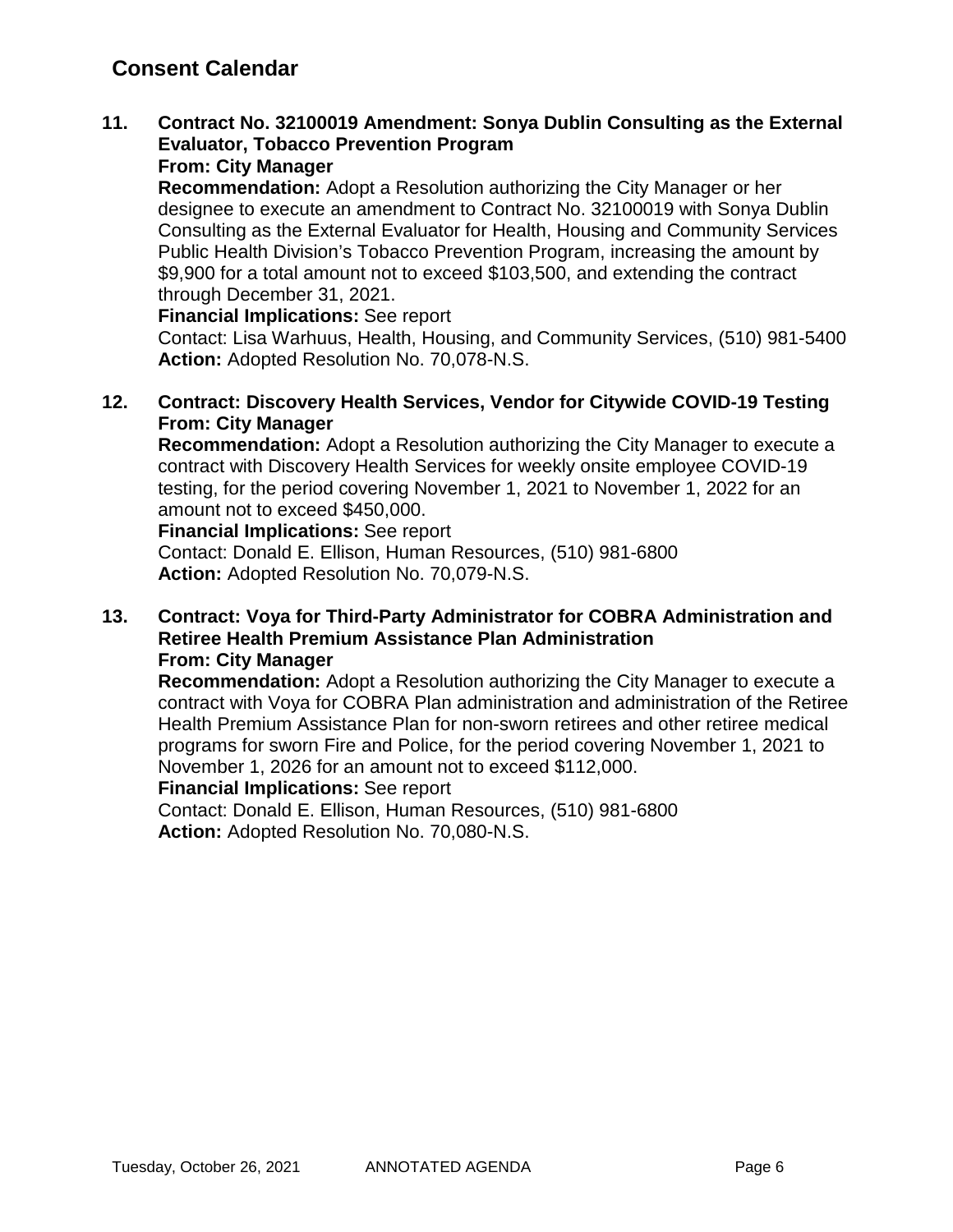## Consent Calendar

**11. Contract No. 32100019 Amendment: Sonya Dublin Consulting as the External Evaluator, Tobacco Prevention Program**
**From: City Manager**

**Recommendation:** Adopt a Resolution authorizing the City Manager or her designee to execute an amendment to Contract No. 32100019 with Sonya Dublin Consulting as the External Evaluator for Health, Housing and Community Services Public Health Division's Tobacco Prevention Program, increasing the amount by $9,900 for a total amount not to exceed $103,500, and extending the contract through December 31, 2021.

**Financial Implications:** See report

Contact: Lisa Warhuus, Health, Housing, and Community Services, (510) 981-5400

**Action:** Adopted Resolution No. 70,078-N.S.

**12. Contract: Discovery Health Services, Vendor for Citywide COVID-19 Testing**
**From: City Manager**

**Recommendation:** Adopt a Resolution authorizing the City Manager to execute a contract with Discovery Health Services for weekly onsite employee COVID-19 testing, for the period covering November 1, 2021 to November 1, 2022 for an amount not to exceed $450,000.

**Financial Implications:** See report

Contact: Donald E. Ellison, Human Resources, (510) 981-6800

**Action:** Adopted Resolution No. 70,079-N.S.

**13. Contract: Voya for Third-Party Administrator for COBRA Administration and Retiree Health Premium Assistance Plan Administration**
**From: City Manager**

**Recommendation:** Adopt a Resolution authorizing the City Manager to execute a contract with Voya for COBRA Plan administration and administration of the Retiree Health Premium Assistance Plan for non-sworn retirees and other retiree medical programs for sworn Fire and Police, for the period covering November 1, 2021 to November 1, 2026 for an amount not to exceed $112,000.

**Financial Implications:** See report

Contact: Donald E. Ellison, Human Resources, (510) 981-6800

**Action:** Adopted Resolution No. 70,080-N.S.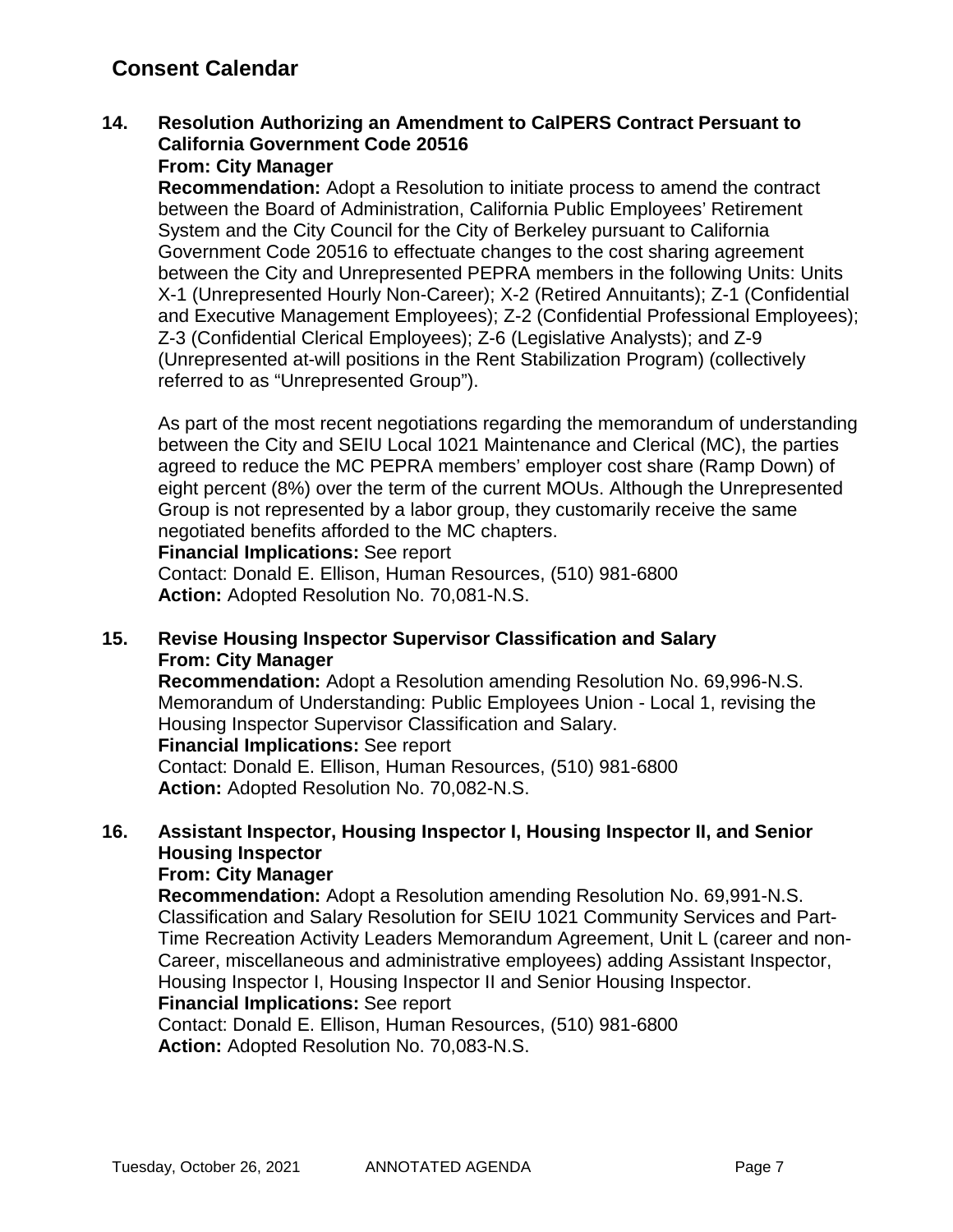## Consent Calendar

**14. Resolution Authorizing an Amendment to CalPERS Contract Persuant to California Government Code 20516**
**From: City Manager**
**Recommendation:** Adopt a Resolution to initiate process to amend the contract between the Board of Administration, California Public Employees' Retirement System and the City Council for the City of Berkeley pursuant to California Government Code 20516 to effectuate changes to the cost sharing agreement between the City and Unrepresented PEPRA members in the following Units: Units X-1 (Unrepresented Hourly Non-Career); X-2 (Retired Annuitants); Z-1 (Confidential and Executive Management Employees); Z-2 (Confidential Professional Employees); Z-3 (Confidential Clerical Employees); Z-6 (Legislative Analysts); and Z-9 (Unrepresented at-will positions in the Rent Stabilization Program) (collectively referred to as "Unrepresented Group").

As part of the most recent negotiations regarding the memorandum of understanding between the City and SEIU Local 1021 Maintenance and Clerical (MC), the parties agreed to reduce the MC PEPRA members' employer cost share (Ramp Down) of eight percent (8%) over the term of the current MOUs. Although the Unrepresented Group is not represented by a labor group, they customarily receive the same negotiated benefits afforded to the MC chapters.
**Financial Implications:** See report
Contact: Donald E. Ellison, Human Resources, (510) 981-6800
**Action:** Adopted Resolution No. 70,081-N.S.

**15. Revise Housing Inspector Supervisor Classification and Salary**
**From: City Manager**
**Recommendation:** Adopt a Resolution amending Resolution No. 69,996-N.S. Memorandum of Understanding: Public Employees Union - Local 1, revising the Housing Inspector Supervisor Classification and Salary.
**Financial Implications:** See report
Contact: Donald E. Ellison, Human Resources, (510) 981-6800
**Action:** Adopted Resolution No. 70,082-N.S.

**16. Assistant Inspector, Housing Inspector I, Housing Inspector II, and Senior Housing Inspector**
**From: City Manager**
**Recommendation:** Adopt a Resolution amending Resolution No. 69,991-N.S. Classification and Salary Resolution for SEIU 1021 Community Services and Part-Time Recreation Activity Leaders Memorandum Agreement, Unit L (career and non-Career, miscellaneous and administrative employees) adding Assistant Inspector, Housing Inspector I, Housing Inspector II and Senior Housing Inspector.
**Financial Implications:** See report
Contact: Donald E. Ellison, Human Resources, (510) 981-6800
**Action:** Adopted Resolution No. 70,083-N.S.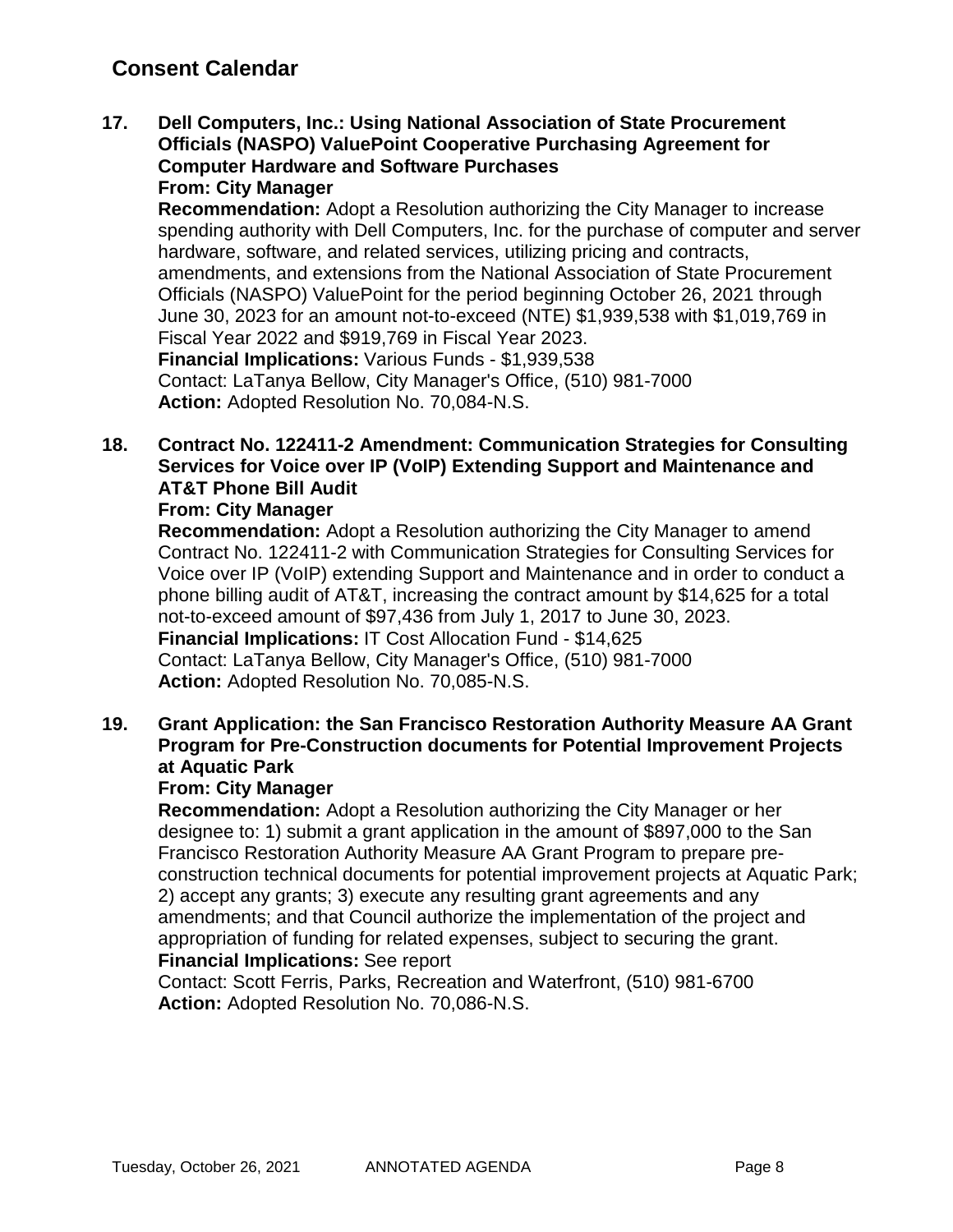## Consent Calendar

**17. Dell Computers, Inc.: Using National Association of State Procurement Officials (NASPO) ValuePoint Cooperative Purchasing Agreement for Computer Hardware and Software Purchases**
**From: City Manager**
**Recommendation:** Adopt a Resolution authorizing the City Manager to increase spending authority with Dell Computers, Inc. for the purchase of computer and server hardware, software, and related services, utilizing pricing and contracts, amendments, and extensions from the National Association of State Procurement Officials (NASPO) ValuePoint for the period beginning October 26, 2021 through June 30, 2023 for an amount not-to-exceed (NTE) $1,939,538 with $1,019,769 in Fiscal Year 2022 and $919,769 in Fiscal Year 2023.
**Financial Implications:** Various Funds - $1,939,538
Contact: LaTanya Bellow, City Manager's Office, (510) 981-7000
**Action:** Adopted Resolution No. 70,084-N.S.

**18. Contract No. 122411-2 Amendment: Communication Strategies for Consulting Services for Voice over IP (VoIP) Extending Support and Maintenance and AT&T Phone Bill Audit**
**From: City Manager**
**Recommendation:** Adopt a Resolution authorizing the City Manager to amend Contract No. 122411-2 with Communication Strategies for Consulting Services for Voice over IP (VoIP) extending Support and Maintenance and in order to conduct a phone billing audit of AT&T, increasing the contract amount by $14,625 for a total not-to-exceed amount of $97,436 from July 1, 2017 to June 30, 2023.
**Financial Implications:** IT Cost Allocation Fund - $14,625
Contact: LaTanya Bellow, City Manager's Office, (510) 981-7000
**Action:** Adopted Resolution No. 70,085-N.S.

**19. Grant Application: the San Francisco Restoration Authority Measure AA Grant Program for Pre-Construction documents for Potential Improvement Projects at Aquatic Park**
**From: City Manager**
**Recommendation:** Adopt a Resolution authorizing the City Manager or her designee to: 1) submit a grant application in the amount of $897,000 to the San Francisco Restoration Authority Measure AA Grant Program to prepare pre-construction technical documents for potential improvement projects at Aquatic Park; 2) accept any grants; 3) execute any resulting grant agreements and any amendments; and that Council authorize the implementation of the project and appropriation of funding for related expenses, subject to securing the grant.
**Financial Implications:** See report
Contact: Scott Ferris, Parks, Recreation and Waterfront, (510) 981-6700
**Action:** Adopted Resolution No. 70,086-N.S.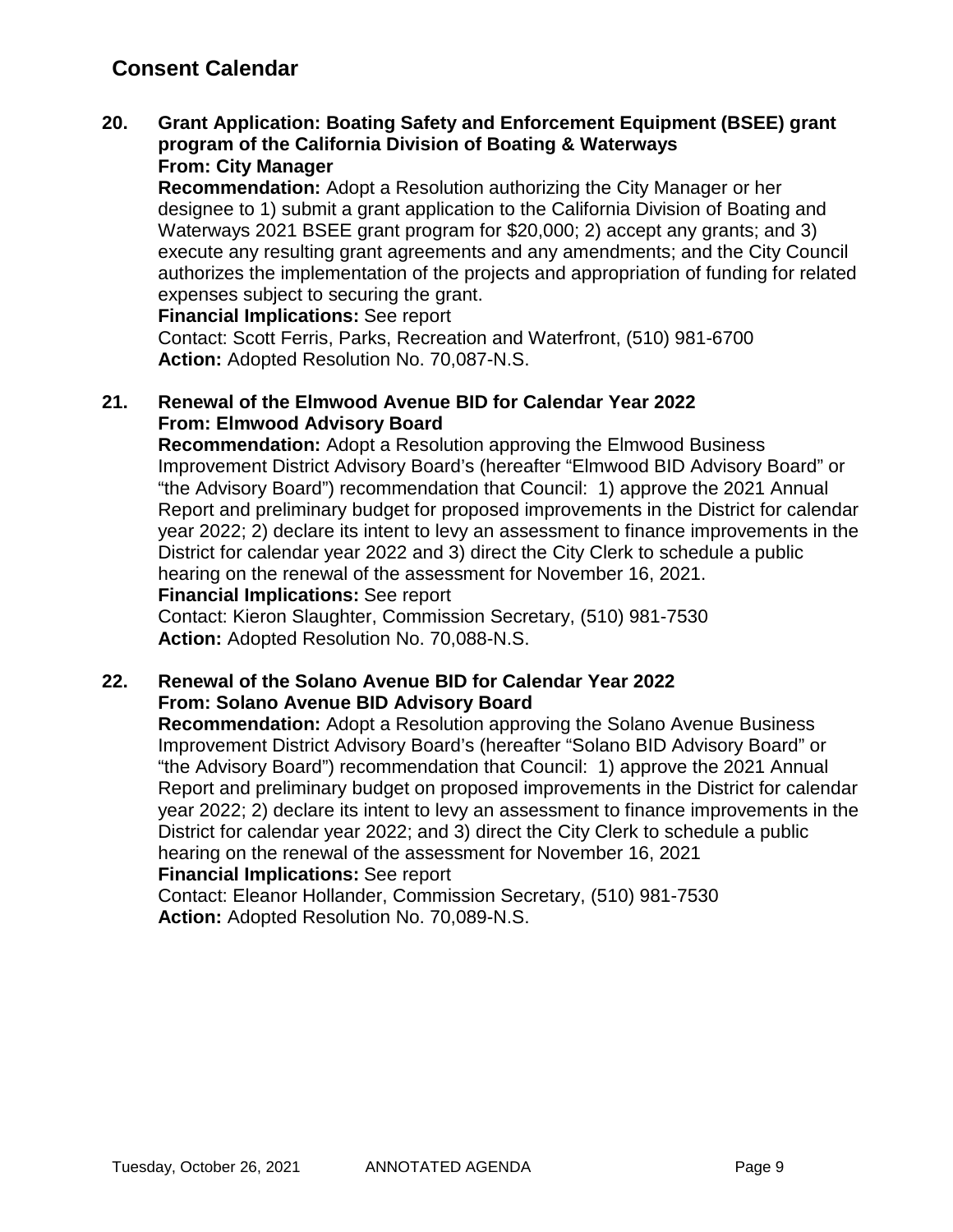## Consent Calendar

**20. Grant Application: Boating Safety and Enforcement Equipment (BSEE) grant program of the California Division of Boating & Waterways**
**From: City Manager**

**Recommendation:** Adopt a Resolution authorizing the City Manager or her designee to 1) submit a grant application to the California Division of Boating and Waterways 2021 BSEE grant program for $20,000; 2) accept any grants; and 3) execute any resulting grant agreements and any amendments; and the City Council authorizes the implementation of the projects and appropriation of funding for related expenses subject to securing the grant.

**Financial Implications:** See report

Contact: Scott Ferris, Parks, Recreation and Waterfront, (510) 981-6700

**Action:** Adopted Resolution No. 70,087-N.S.

**21. Renewal of the Elmwood Avenue BID for Calendar Year 2022**
**From: Elmwood Advisory Board**

**Recommendation:** Adopt a Resolution approving the Elmwood Business Improvement District Advisory Board's (hereafter "Elmwood BID Advisory Board" or "the Advisory Board") recommendation that Council: 1) approve the 2021 Annual Report and preliminary budget for proposed improvements in the District for calendar year 2022; 2) declare its intent to levy an assessment to finance improvements in the District for calendar year 2022 and 3) direct the City Clerk to schedule a public hearing on the renewal of the assessment for November 16, 2021.

**Financial Implications:** See report

Contact: Kieron Slaughter, Commission Secretary, (510) 981-7530

**Action:** Adopted Resolution No. 70,088-N.S.

**22. Renewal of the Solano Avenue BID for Calendar Year 2022**
**From: Solano Avenue BID Advisory Board**

**Recommendation:** Adopt a Resolution approving the Solano Avenue Business Improvement District Advisory Board's (hereafter "Solano BID Advisory Board" or "the Advisory Board") recommendation that Council: 1) approve the 2021 Annual Report and preliminary budget on proposed improvements in the District for calendar year 2022; 2) declare its intent to levy an assessment to finance improvements in the District for calendar year 2022; and 3) direct the City Clerk to schedule a public hearing on the renewal of the assessment for November 16, 2021

**Financial Implications:** See report

Contact: Eleanor Hollander, Commission Secretary, (510) 981-7530

**Action:** Adopted Resolution No. 70,089-N.S.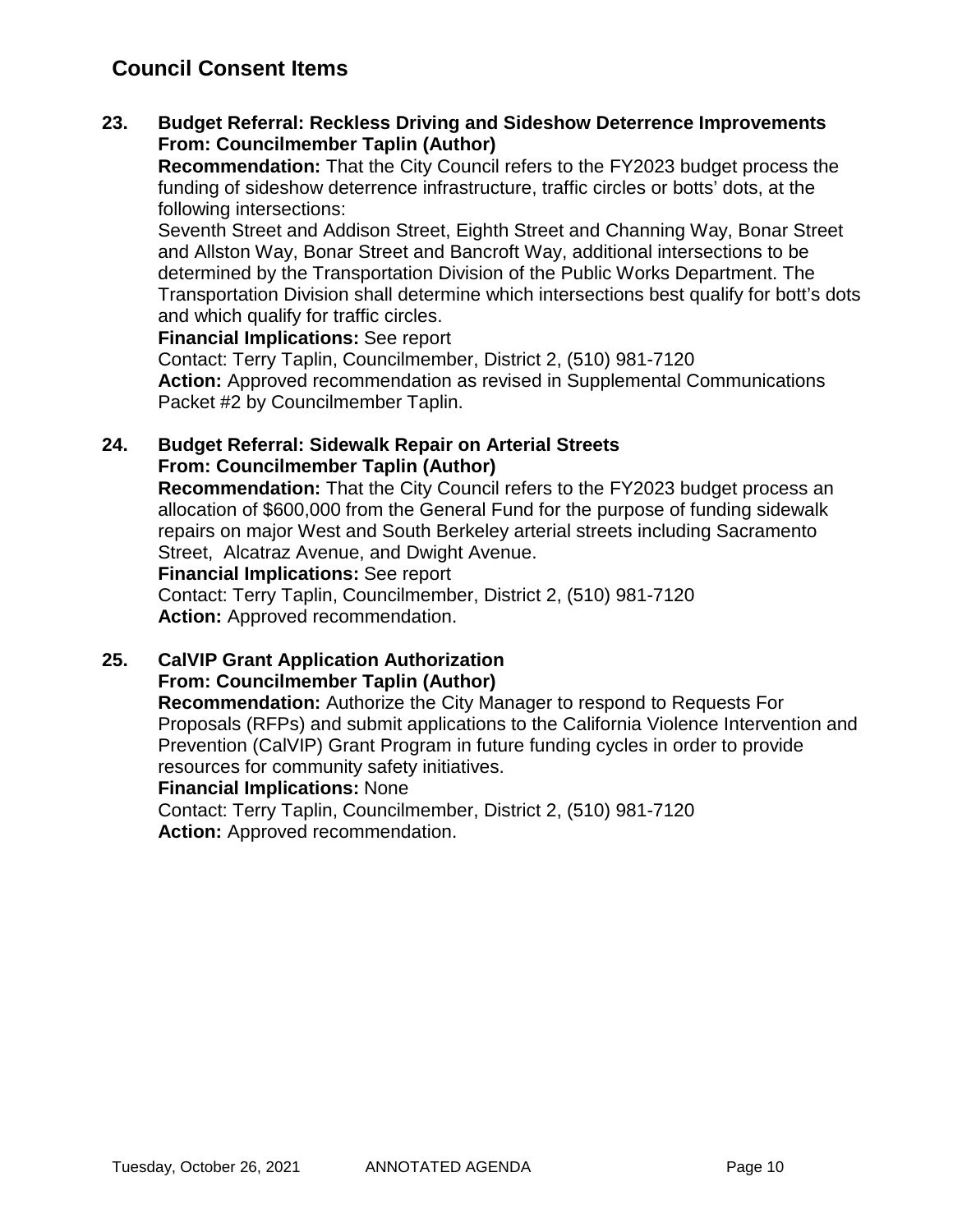## Council Consent Items

**23. Budget Referral: Reckless Driving and Sideshow Deterrence Improvements**
**From: Councilmember Taplin (Author)**

**Recommendation:** That the City Council refers to the FY2023 budget process the funding of sideshow deterrence infrastructure, traffic circles or botts' dots, at the following intersections:

Seventh Street and Addison Street, Eighth Street and Channing Way, Bonar Street and Allston Way, Bonar Street and Bancroft Way, additional intersections to be determined by the Transportation Division of the Public Works Department. The Transportation Division shall determine which intersections best qualify for bott's dots and which qualify for traffic circles.

**Financial Implications:** See report

Contact: Terry Taplin, Councilmember, District 2, (510) 981-7120

**Action:** Approved recommendation as revised in Supplemental Communications Packet #2 by Councilmember Taplin.

**24. Budget Referral: Sidewalk Repair on Arterial Streets**
**From: Councilmember Taplin (Author)**

**Recommendation:** That the City Council refers to the FY2023 budget process an allocation of $600,000 from the General Fund for the purpose of funding sidewalk repairs on major West and South Berkeley arterial streets including Sacramento Street, Alcatraz Avenue, and Dwight Avenue.

**Financial Implications:** See report

Contact: Terry Taplin, Councilmember, District 2, (510) 981-7120

**Action:** Approved recommendation.

**25. CalVIP Grant Application Authorization**
**From: Councilmember Taplin (Author)**

**Recommendation:** Authorize the City Manager to respond to Requests For Proposals (RFPs) and submit applications to the California Violence Intervention and Prevention (CalVIP) Grant Program in future funding cycles in order to provide resources for community safety initiatives.

**Financial Implications:** None

Contact: Terry Taplin, Councilmember, District 2, (510) 981-7120

**Action:** Approved recommendation.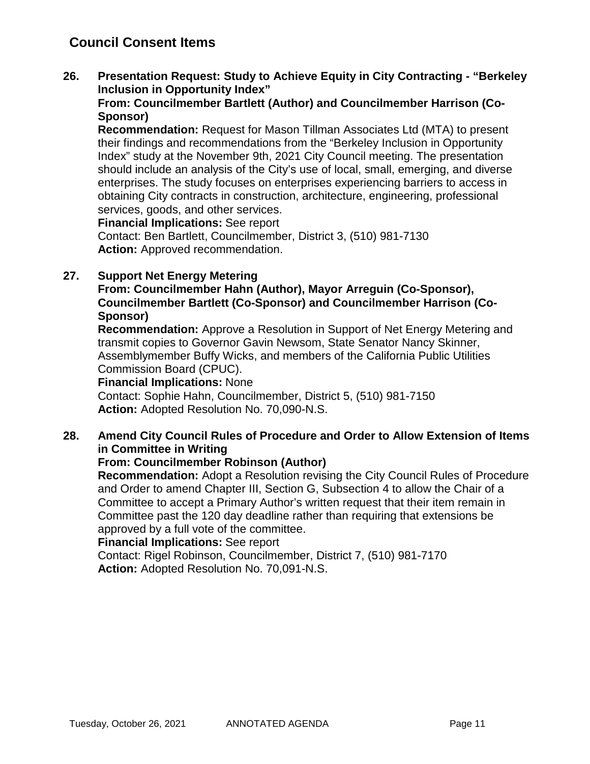## Council Consent Items

**26. Presentation Request: Study to Achieve Equity in City Contracting - "Berkeley Inclusion in Opportunity Index"**
**From: Councilmember Bartlett (Author) and Councilmember Harrison (Co-Sponsor)**
**Recommendation:** Request for Mason Tillman Associates Ltd (MTA) to present their findings and recommendations from the "Berkeley Inclusion in Opportunity Index" study at the November 9th, 2021 City Council meeting. The presentation should include an analysis of the City's use of local, small, emerging, and diverse enterprises. The study focuses on enterprises experiencing barriers to access in obtaining City contracts in construction, architecture, engineering, professional services, goods, and other services.
**Financial Implications:** See report
Contact: Ben Bartlett, Councilmember, District 3, (510) 981-7130
**Action:** Approved recommendation.

**27. Support Net Energy Metering**
**From: Councilmember Hahn (Author), Mayor Arreguin (Co-Sponsor), Councilmember Bartlett (Co-Sponsor) and Councilmember Harrison (Co-Sponsor)**
**Recommendation:** Approve a Resolution in Support of Net Energy Metering and transmit copies to Governor Gavin Newsom, State Senator Nancy Skinner, Assemblymember Buffy Wicks, and members of the California Public Utilities Commission Board (CPUC).
**Financial Implications:** None
Contact: Sophie Hahn, Councilmember, District 5, (510) 981-7150
**Action:** Adopted Resolution No. 70,090-N.S.

**28. Amend City Council Rules of Procedure and Order to Allow Extension of Items in Committee in Writing**
**From: Councilmember Robinson (Author)**
**Recommendation:** Adopt a Resolution revising the City Council Rules of Procedure and Order to amend Chapter III, Section G, Subsection 4 to allow the Chair of a Committee to accept a Primary Author's written request that their item remain in Committee past the 120 day deadline rather than requiring that extensions be approved by a full vote of the committee.
**Financial Implications:** See report
Contact: Rigel Robinson, Councilmember, District 7, (510) 981-7170
**Action:** Adopted Resolution No. 70,091-N.S.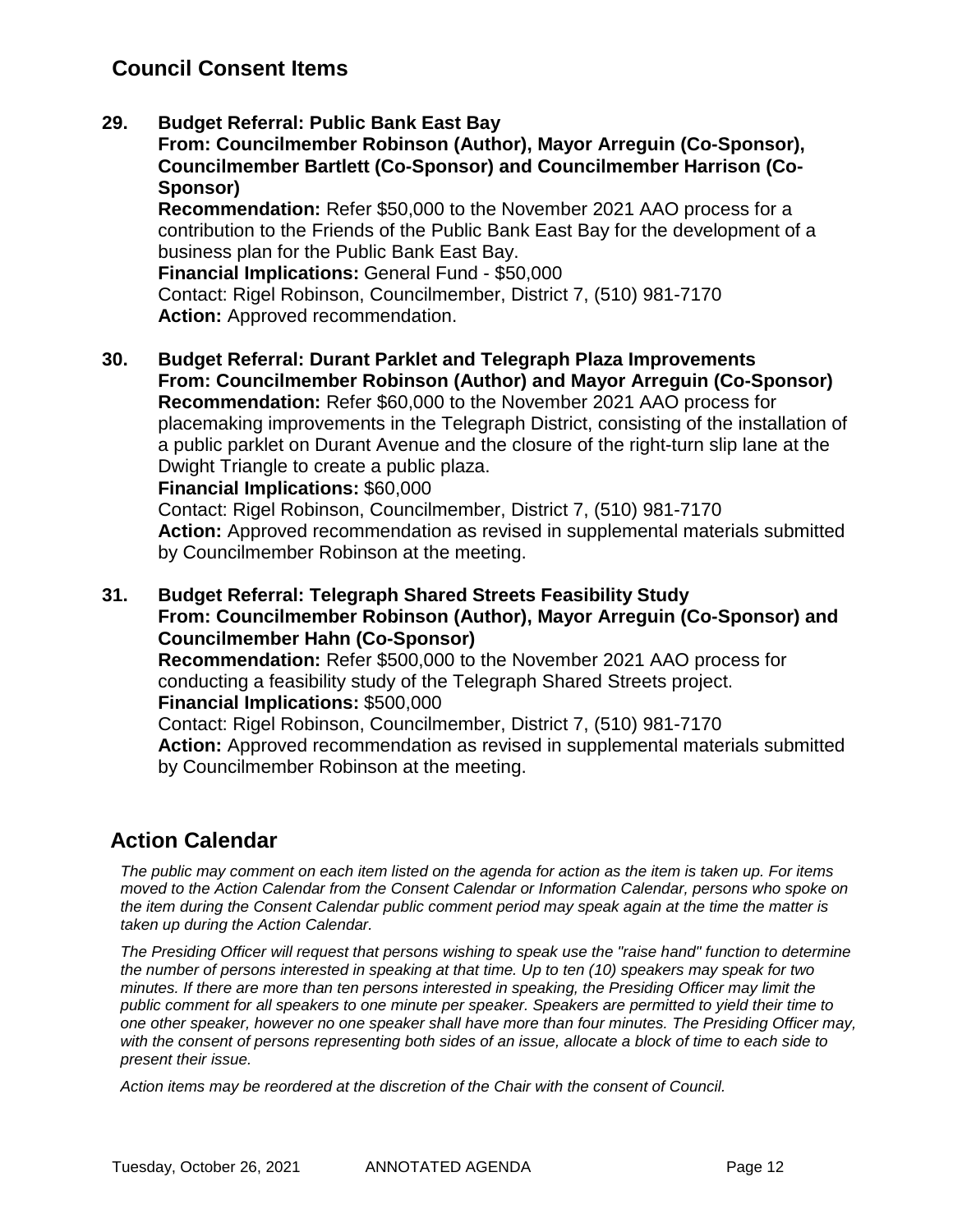## Council Consent Items

**29. Budget Referral: Public Bank East Bay**
**From: Councilmember Robinson (Author), Mayor Arreguin (Co-Sponsor), Councilmember Bartlett (Co-Sponsor) and Councilmember Harrison (Co-Sponsor)**
**Recommendation:** Refer $50,000 to the November 2021 AAO process for a contribution to the Friends of the Public Bank East Bay for the development of a business plan for the Public Bank East Bay.
**Financial Implications:** General Fund - $50,000
Contact: Rigel Robinson, Councilmember, District 7, (510) 981-7170
**Action:** Approved recommendation.

**30. Budget Referral: Durant Parklet and Telegraph Plaza Improvements**
**From: Councilmember Robinson (Author) and Mayor Arreguin (Co-Sponsor)**
**Recommendation:** Refer $60,000 to the November 2021 AAO process for placemaking improvements in the Telegraph District, consisting of the installation of a public parklet on Durant Avenue and the closure of the right-turn slip lane at the Dwight Triangle to create a public plaza.
**Financial Implications:** $60,000
Contact: Rigel Robinson, Councilmember, District 7, (510) 981-7170
**Action:** Approved recommendation as revised in supplemental materials submitted by Councilmember Robinson at the meeting.

**31. Budget Referral: Telegraph Shared Streets Feasibility Study**
**From: Councilmember Robinson (Author), Mayor Arreguin (Co-Sponsor) and Councilmember Hahn (Co-Sponsor)**
**Recommendation:** Refer $500,000 to the November 2021 AAO process for conducting a feasibility study of the Telegraph Shared Streets project.
**Financial Implications:** $500,000
Contact: Rigel Robinson, Councilmember, District 7, (510) 981-7170
**Action:** Approved recommendation as revised in supplemental materials submitted by Councilmember Robinson at the meeting.

## Action Calendar

*The public may comment on each item listed on the agenda for action as the item is taken up. For items moved to the Action Calendar from the Consent Calendar or Information Calendar, persons who spoke on the item during the Consent Calendar public comment period may speak again at the time the matter is taken up during the Action Calendar.*

*The Presiding Officer will request that persons wishing to speak use the "raise hand" function to determine the number of persons interested in speaking at that time. Up to ten (10) speakers may speak for two minutes. If there are more than ten persons interested in speaking, the Presiding Officer may limit the public comment for all speakers to one minute per speaker. Speakers are permitted to yield their time to one other speaker, however no one speaker shall have more than four minutes. The Presiding Officer may, with the consent of persons representing both sides of an issue, allocate a block of time to each side to present their issue.*

*Action items may be reordered at the discretion of the Chair with the consent of Council.*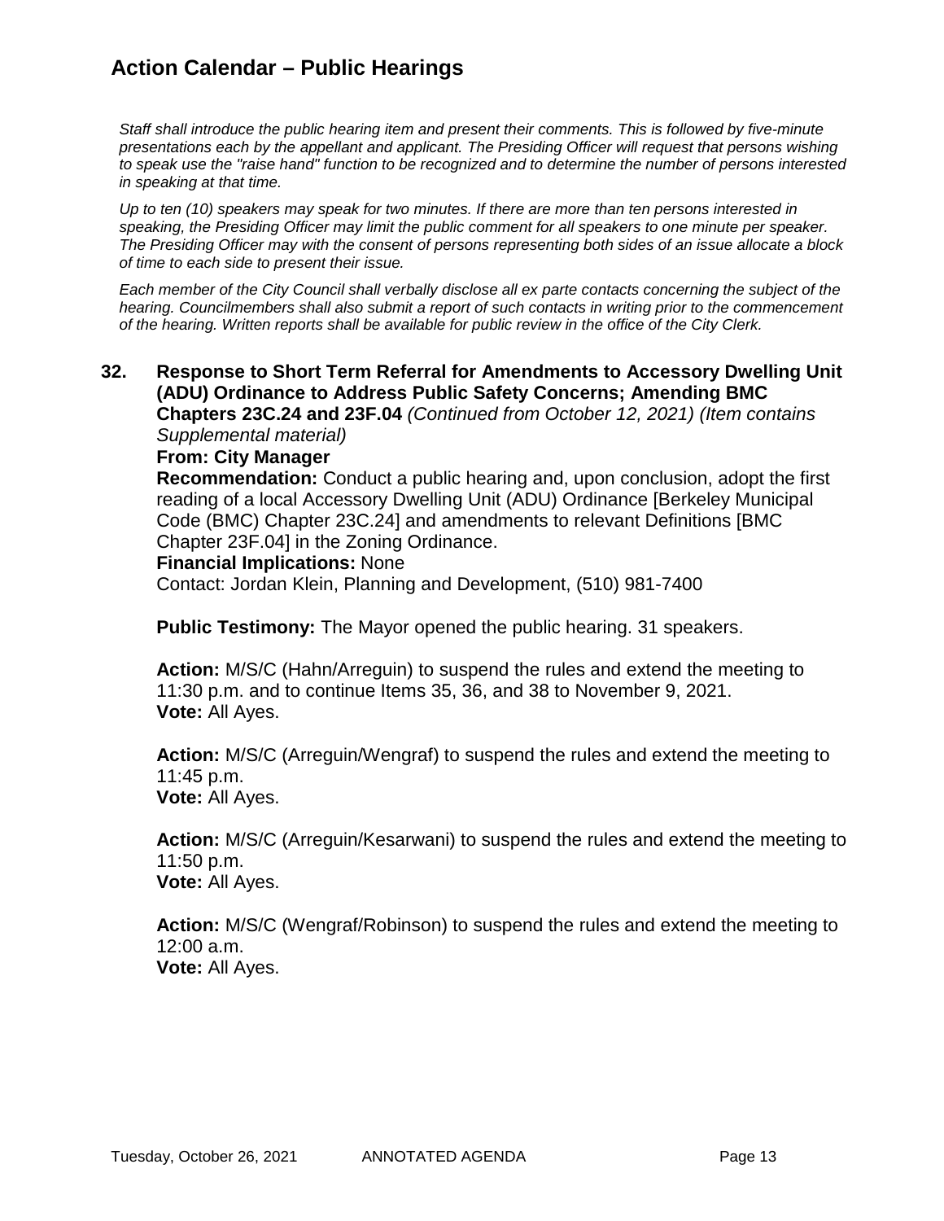# Action Calendar – Public Hearings

*Staff shall introduce the public hearing item and present their comments. This is followed by five-minute presentations each by the appellant and applicant. The Presiding Officer will request that persons wishing to speak use the "raise hand" function to be recognized and to determine the number of persons interested in speaking at that time.*

*Up to ten (10) speakers may speak for two minutes. If there are more than ten persons interested in speaking, the Presiding Officer may limit the public comment for all speakers to one minute per speaker. The Presiding Officer may with the consent of persons representing both sides of an issue allocate a block of time to each side to present their issue.*

*Each member of the City Council shall verbally disclose all ex parte contacts concerning the subject of the hearing. Councilmembers shall also submit a report of such contacts in writing prior to the commencement of the hearing. Written reports shall be available for public review in the office of the City Clerk.*

**32. Response to Short Term Referral for Amendments to Accessory Dwelling Unit (ADU) Ordinance to Address Public Safety Concerns; Amending BMC Chapters 23C.24 and 23F.04** *(Continued from October 12, 2021) (Item contains Supplemental material)*

**From: City Manager**

**Recommendation:** Conduct a public hearing and, upon conclusion, adopt the first reading of a local Accessory Dwelling Unit (ADU) Ordinance [Berkeley Municipal Code (BMC) Chapter 23C.24] and amendments to relevant Definitions [BMC Chapter 23F.04] in the Zoning Ordinance.

**Financial Implications:** None

Contact: Jordan Klein, Planning and Development, (510) 981-7400

**Public Testimony:** The Mayor opened the public hearing. 31 speakers.

**Action:** M/S/C (Hahn/Arreguin) to suspend the rules and extend the meeting to 11:30 p.m. and to continue Items 35, 36, and 38 to November 9, 2021.
**Vote:** All Ayes.

**Action:** M/S/C (Arreguin/Wengraf) to suspend the rules and extend the meeting to 11:45 p.m.
**Vote:** All Ayes.

**Action:** M/S/C (Arreguin/Kesarwani) to suspend the rules and extend the meeting to 11:50 p.m.
**Vote:** All Ayes.

**Action:** M/S/C (Wengraf/Robinson) to suspend the rules and extend the meeting to 12:00 a.m.
**Vote:** All Ayes.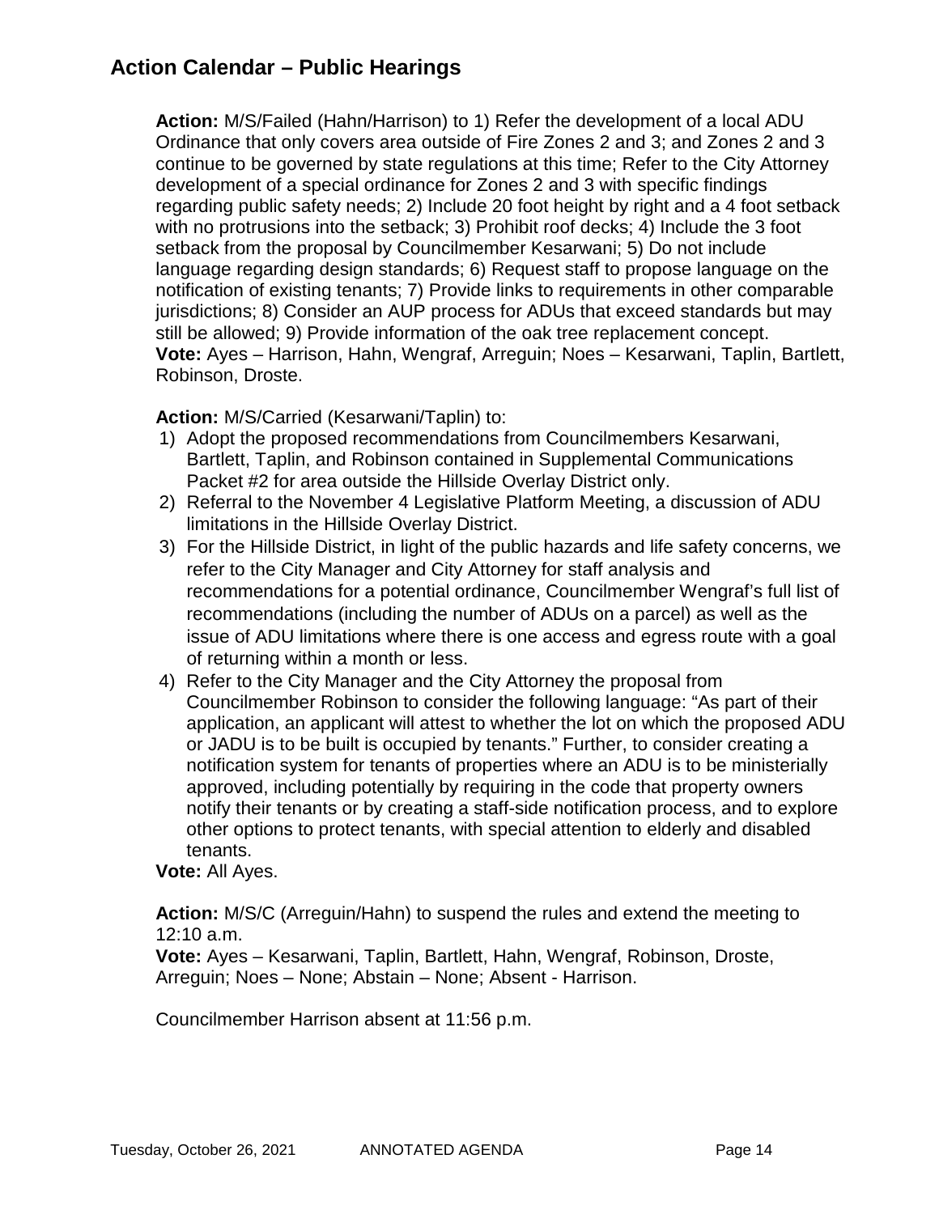## Action Calendar – Public Hearings

**Action:** M/S/Failed (Hahn/Harrison) to 1) Refer the development of a local ADU Ordinance that only covers area outside of Fire Zones 2 and 3; and Zones 2 and 3 continue to be governed by state regulations at this time; Refer to the City Attorney development of a special ordinance for Zones 2 and 3 with specific findings regarding public safety needs; 2) Include 20 foot height by right and a 4 foot setback with no protrusions into the setback; 3) Prohibit roof decks; 4) Include the 3 foot setback from the proposal by Councilmember Kesarwani; 5) Do not include language regarding design standards; 6) Request staff to propose language on the notification of existing tenants; 7) Provide links to requirements in other comparable jurisdictions; 8) Consider an AUP process for ADUs that exceed standards but may still be allowed; 9) Provide information of the oak tree replacement concept.
**Vote:** Ayes – Harrison, Hahn, Wengraf, Arreguin; Noes – Kesarwani, Taplin, Bartlett, Robinson, Droste.

**Action:** M/S/Carried (Kesarwani/Taplin) to:

1) Adopt the proposed recommendations from Councilmembers Kesarwani, Bartlett, Taplin, and Robinson contained in Supplemental Communications Packet #2 for area outside the Hillside Overlay District only.
2) Referral to the November 4 Legislative Platform Meeting, a discussion of ADU limitations in the Hillside Overlay District.
3) For the Hillside District, in light of the public hazards and life safety concerns, we refer to the City Manager and City Attorney for staff analysis and recommendations for a potential ordinance, Councilmember Wengraf's full list of recommendations (including the number of ADUs on a parcel) as well as the issue of ADU limitations where there is one access and egress route with a goal of returning within a month or less.
4) Refer to the City Manager and the City Attorney the proposal from Councilmember Robinson to consider the following language: "As part of their application, an applicant will attest to whether the lot on which the proposed ADU or JADU is to be built is occupied by tenants." Further, to consider creating a notification system for tenants of properties where an ADU is to be ministerially approved, including potentially by requiring in the code that property owners notify their tenants or by creating a staff-side notification process, and to explore other options to protect tenants, with special attention to elderly and disabled tenants.

**Vote:** All Ayes.

**Action:** M/S/C (Arreguin/Hahn) to suspend the rules and extend the meeting to 12:10 a.m.
**Vote:** Ayes – Kesarwani, Taplin, Bartlett, Hahn, Wengraf, Robinson, Droste, Arreguin; Noes – None; Abstain – None; Absent - Harrison.

Councilmember Harrison absent at 11:56 p.m.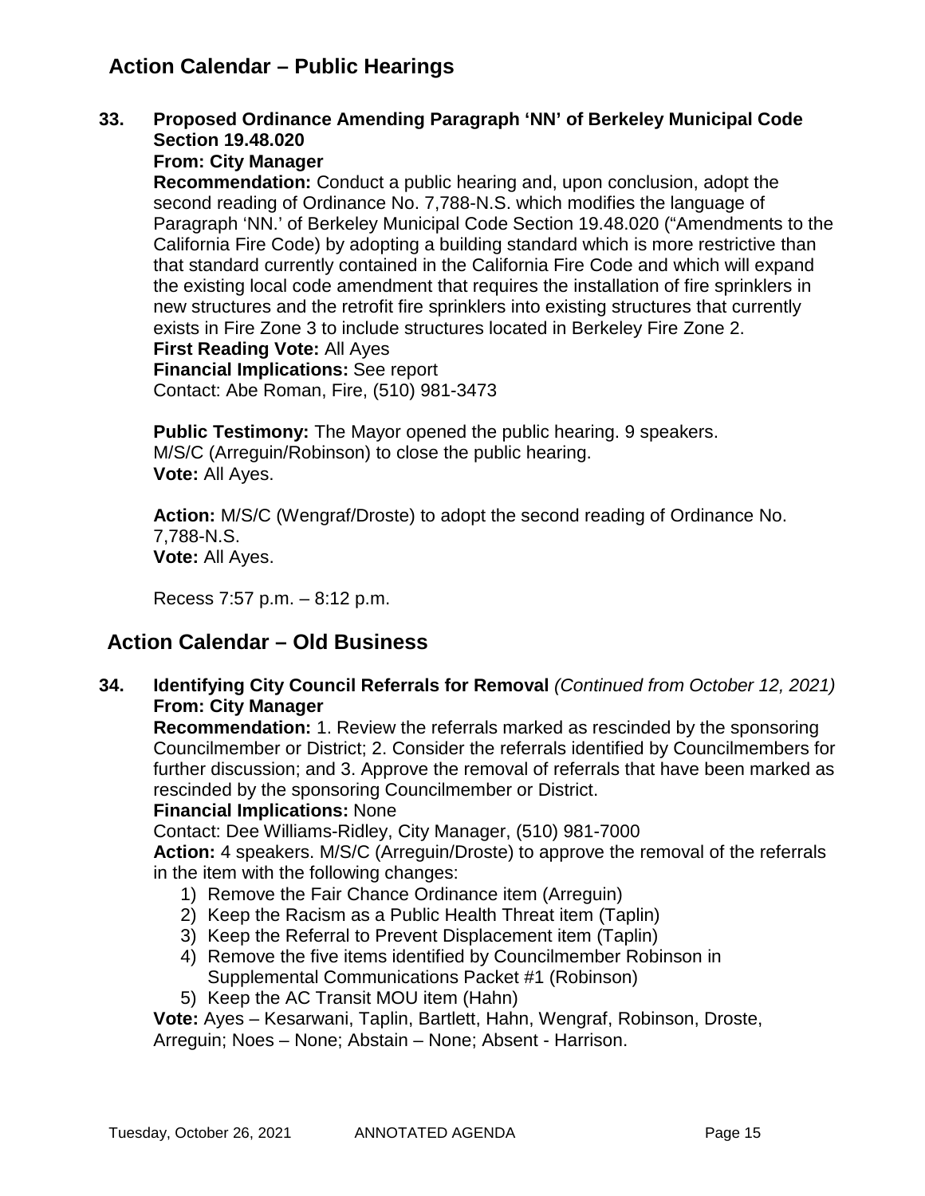## Action Calendar – Public Hearings

**33. Proposed Ordinance Amending Paragraph 'NN' of Berkeley Municipal Code Section 19.48.020**
**From: City Manager**
**Recommendation:** Conduct a public hearing and, upon conclusion, adopt the second reading of Ordinance No. 7,788-N.S. which modifies the language of Paragraph 'NN.' of Berkeley Municipal Code Section 19.48.020 ("Amendments to the California Fire Code) by adopting a building standard which is more restrictive than that standard currently contained in the California Fire Code and which will expand the existing local code amendment that requires the installation of fire sprinklers in new structures and the retrofit fire sprinklers into existing structures that currently exists in Fire Zone 3 to include structures located in Berkeley Fire Zone 2.
**First Reading Vote:** All Ayes
**Financial Implications:** See report
Contact: Abe Roman, Fire, (510) 981-3473

**Public Testimony:** The Mayor opened the public hearing. 9 speakers.
M/S/C (Arreguin/Robinson) to close the public hearing.
**Vote:** All Ayes.

**Action:** M/S/C (Wengraf/Droste) to adopt the second reading of Ordinance No. 7,788-N.S.
**Vote:** All Ayes.

Recess 7:57 p.m. – 8:12 p.m.

## Action Calendar – Old Business

**34. Identifying City Council Referrals for Removal** *(Continued from October 12, 2021)*
**From: City Manager**
**Recommendation:** 1. Review the referrals marked as rescinded by the sponsoring Councilmember or District; 2. Consider the referrals identified by Councilmembers for further discussion; and 3. Approve the removal of referrals that have been marked as rescinded by the sponsoring Councilmember or District.
**Financial Implications:** None
Contact: Dee Williams-Ridley, City Manager, (510) 981-7000
**Action:** 4 speakers. M/S/C (Arreguin/Droste) to approve the removal of the referrals in the item with the following changes:

1) Remove the Fair Chance Ordinance item (Arreguin)
2) Keep the Racism as a Public Health Threat item (Taplin)
3) Keep the Referral to Prevent Displacement item (Taplin)
4) Remove the five items identified by Councilmember Robinson in Supplemental Communications Packet #1 (Robinson)
5) Keep the AC Transit MOU item (Hahn)

**Vote:** Ayes – Kesarwani, Taplin, Bartlett, Hahn, Wengraf, Robinson, Droste, Arreguin; Noes – None; Abstain – None; Absent - Harrison.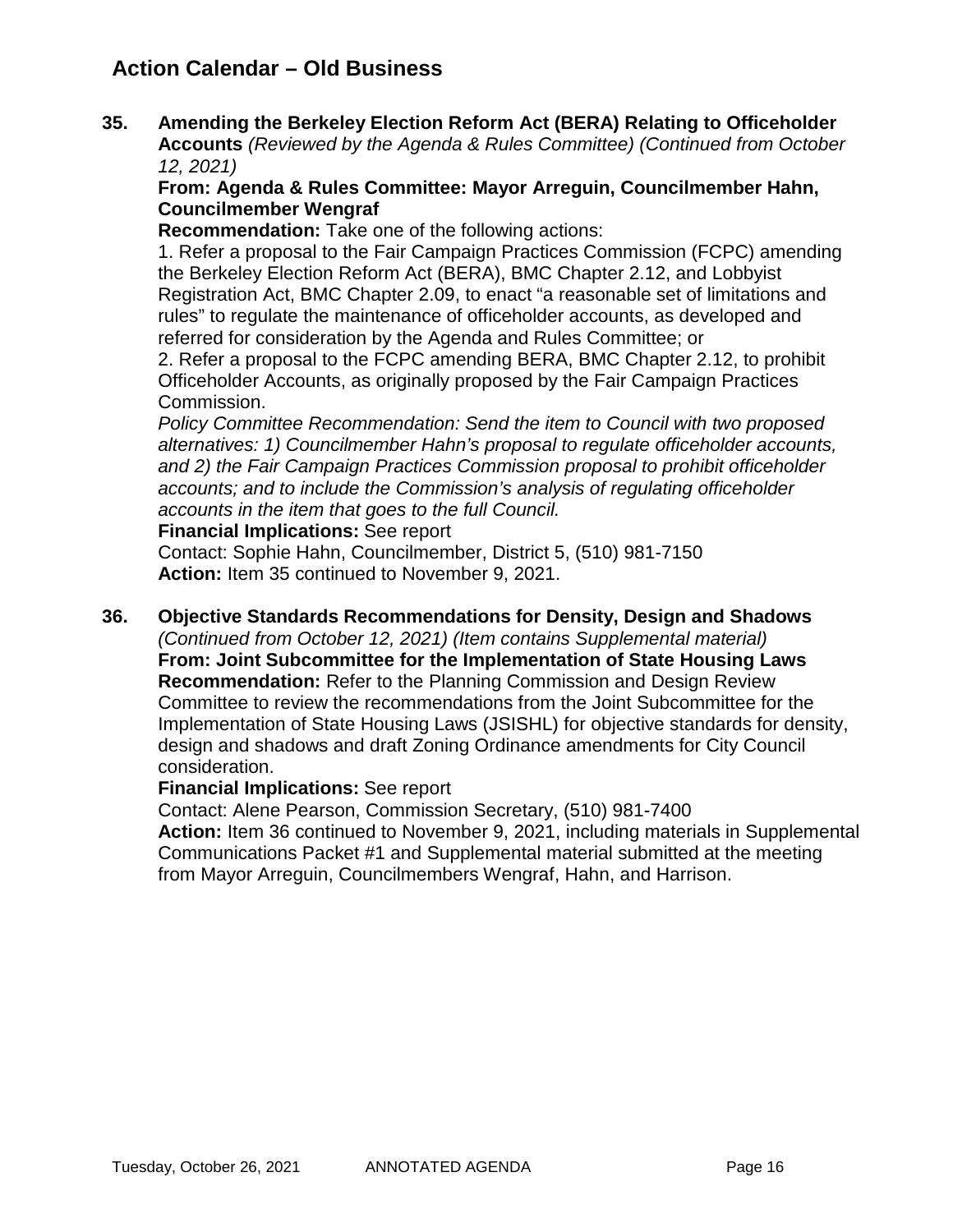## Action Calendar – Old Business

**35. Amending the Berkeley Election Reform Act (BERA) Relating to Officeholder Accounts** *(Reviewed by the Agenda & Rules Committee) (Continued from October 12, 2021)*

**From: Agenda & Rules Committee: Mayor Arreguin, Councilmember Hahn, Councilmember Wengraf**

**Recommendation:** Take one of the following actions:

1. Refer a proposal to the Fair Campaign Practices Commission (FCPC) amending the Berkeley Election Reform Act (BERA), BMC Chapter 2.12, and Lobbyist Registration Act, BMC Chapter 2.09, to enact "a reasonable set of limitations and rules" to regulate the maintenance of officeholder accounts, as developed and referred for consideration by the Agenda and Rules Committee; or
2. Refer a proposal to the FCPC amending BERA, BMC Chapter 2.12, to prohibit Officeholder Accounts, as originally proposed by the Fair Campaign Practices Commission.

*Policy Committee Recommendation: Send the item to Council with two proposed alternatives: 1) Councilmember Hahn's proposal to regulate officeholder accounts, and 2) the Fair Campaign Practices Commission proposal to prohibit officeholder accounts; and to include the Commission's analysis of regulating officeholder accounts in the item that goes to the full Council.*

**Financial Implications:** See report

Contact: Sophie Hahn, Councilmember, District 5, (510) 981-7150

**Action:** Item 35 continued to November 9, 2021.

**36. Objective Standards Recommendations for Density, Design and Shadows** *(Continued from October 12, 2021) (Item contains Supplemental material)*

**From: Joint Subcommittee for the Implementation of State Housing Laws**

**Recommendation:** Refer to the Planning Commission and Design Review Committee to review the recommendations from the Joint Subcommittee for the Implementation of State Housing Laws (JSISHL) for objective standards for density, design and shadows and draft Zoning Ordinance amendments for City Council consideration.

**Financial Implications:** See report

Contact: Alene Pearson, Commission Secretary, (510) 981-7400

**Action:** Item 36 continued to November 9, 2021, including materials in Supplemental Communications Packet #1 and Supplemental material submitted at the meeting from Mayor Arreguin, Councilmembers Wengraf, Hahn, and Harrison.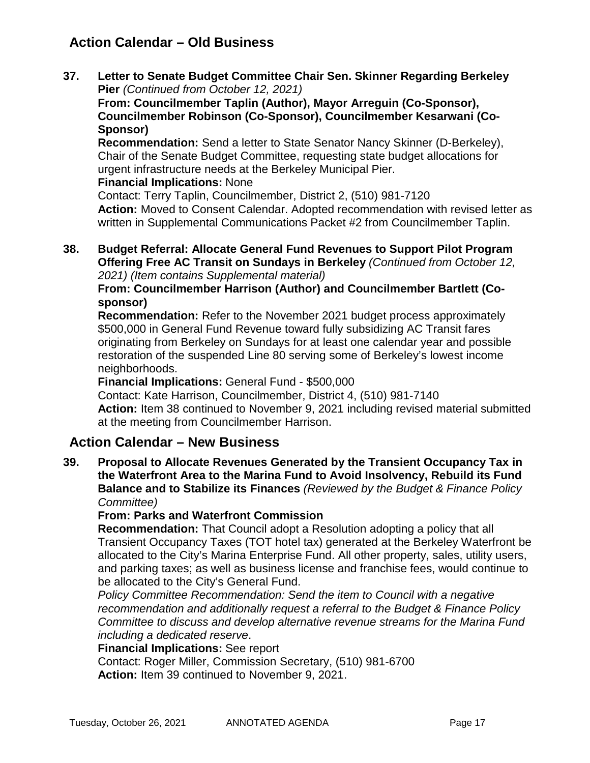## Action Calendar – Old Business

**37. Letter to Senate Budget Committee Chair Sen. Skinner Regarding Berkeley Pier** *(Continued from October 12, 2021)*
**From: Councilmember Taplin (Author), Mayor Arreguin (Co-Sponsor), Councilmember Robinson (Co-Sponsor), Councilmember Kesarwani (Co-Sponsor)**
**Recommendation:** Send a letter to State Senator Nancy Skinner (D-Berkeley), Chair of the Senate Budget Committee, requesting state budget allocations for urgent infrastructure needs at the Berkeley Municipal Pier.
**Financial Implications:** None
Contact: Terry Taplin, Councilmember, District 2, (510) 981-7120
**Action:** Moved to Consent Calendar. Adopted recommendation with revised letter as written in Supplemental Communications Packet #2 from Councilmember Taplin.

**38. Budget Referral: Allocate General Fund Revenues to Support Pilot Program Offering Free AC Transit on Sundays in Berkeley** *(Continued from October 12, 2021) (Item contains Supplemental material)*
**From: Councilmember Harrison (Author) and Councilmember Bartlett (Co-sponsor)**
**Recommendation:** Refer to the November 2021 budget process approximately $500,000 in General Fund Revenue toward fully subsidizing AC Transit fares originating from Berkeley on Sundays for at least one calendar year and possible restoration of the suspended Line 80 serving some of Berkeley's lowest income neighborhoods.
**Financial Implications:** General Fund - $500,000
Contact: Kate Harrison, Councilmember, District 4, (510) 981-7140
**Action:** Item 38 continued to November 9, 2021 including revised material submitted at the meeting from Councilmember Harrison.

## Action Calendar – New Business

**39. Proposal to Allocate Revenues Generated by the Transient Occupancy Tax in the Waterfront Area to the Marina Fund to Avoid Insolvency, Rebuild its Fund Balance and to Stabilize its Finances** *(Reviewed by the Budget & Finance Policy Committee)*
**From: Parks and Waterfront Commission**
**Recommendation:** That Council adopt a Resolution adopting a policy that all Transient Occupancy Taxes (TOT hotel tax) generated at the Berkeley Waterfront be allocated to the City's Marina Enterprise Fund. All other property, sales, utility users, and parking taxes; as well as business license and franchise fees, would continue to be allocated to the City's General Fund.
*Policy Committee Recommendation: Send the item to Council with a negative recommendation and additionally request a referral to the Budget & Finance Policy Committee to discuss and develop alternative revenue streams for the Marina Fund including a dedicated reserve*.
**Financial Implications:** See report
Contact: Roger Miller, Commission Secretary, (510) 981-6700
**Action:** Item 39 continued to November 9, 2021.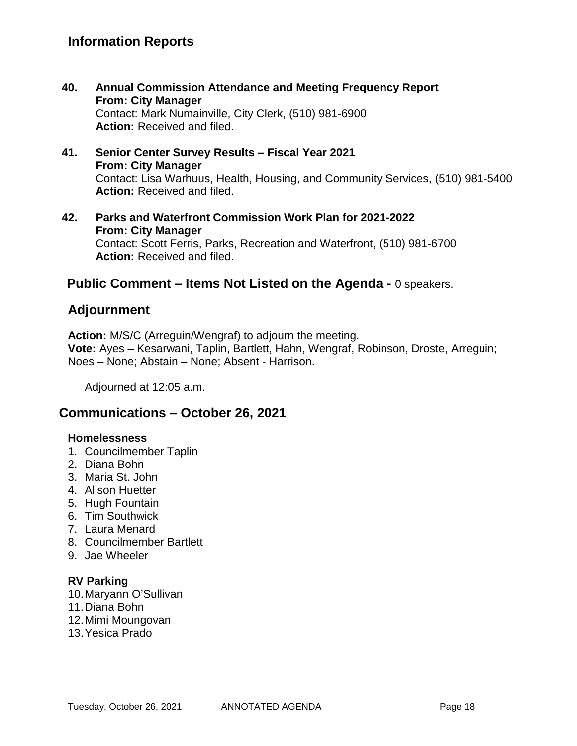## Information Reports

**40. Annual Commission Attendance and Meeting Frequency Report**
**From: City Manager**
Contact: Mark Numainville, City Clerk, (510) 981-6900
**Action:** Received and filed.

**41. Senior Center Survey Results – Fiscal Year 2021**
**From: City Manager**
Contact: Lisa Warhuus, Health, Housing, and Community Services, (510) 981-5400
**Action:** Received and filed.

**42. Parks and Waterfront Commission Work Plan for 2021-2022**
**From: City Manager**
Contact: Scott Ferris, Parks, Recreation and Waterfront, (510) 981-6700
**Action:** Received and filed.

## Public Comment – Items Not Listed on the Agenda - 0 speakers.

## Adjournment

**Action:** M/S/C (Arreguin/Wengraf) to adjourn the meeting.
**Vote:** Ayes – Kesarwani, Taplin, Bartlett, Hahn, Wengraf, Robinson, Droste, Arreguin; Noes – None; Abstain – None; Absent - Harrison.

Adjourned at 12:05 a.m.

## Communications – October 26, 2021

### Homelessness

1. Councilmember Taplin
2. Diana Bohn
3. Maria St. John
4. Alison Huetter
5. Hugh Fountain
6. Tim Southwick
7. Laura Menard
8. Councilmember Bartlett
9. Jae Wheeler

### RV Parking

10. Maryann O'Sullivan
11. Diana Bohn
12. Mimi Moungovan
13. Yesica Prado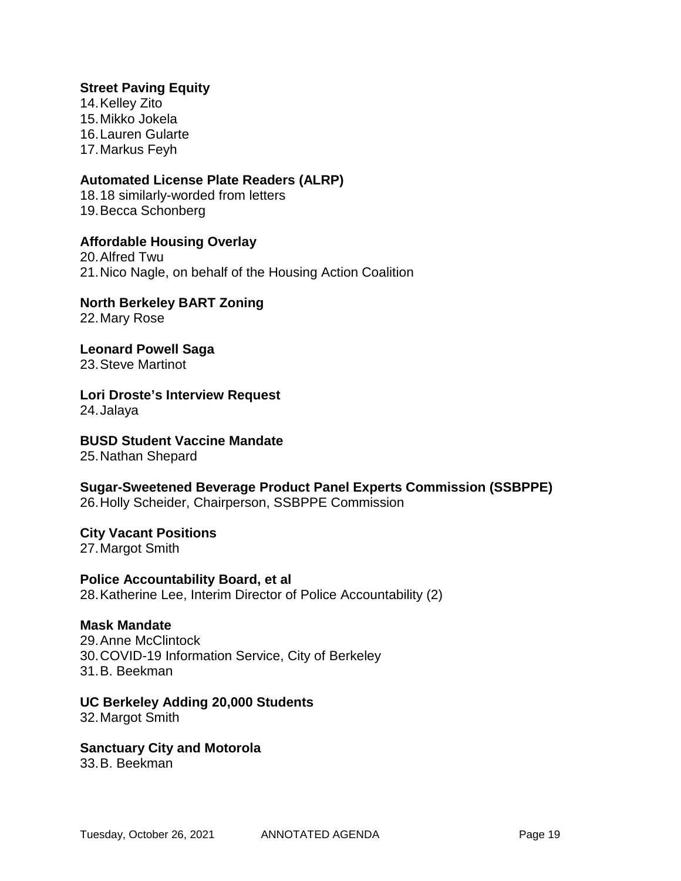**Street Paving Equity**

14. Kelley Zito
15. Mikko Jokela
16. Lauren Gularte
17. Markus Feyh

**Automated License Plate Readers (ALRP)**

18. 18 similarly-worded from letters
19. Becca Schonberg

**Affordable Housing Overlay**

20. Alfred Twu
21. Nico Nagle, on behalf of the Housing Action Coalition

**North Berkeley BART Zoning**

22. Mary Rose

**Leonard Powell Saga**

23. Steve Martinot

**Lori Droste's Interview Request**

24. Jalaya

**BUSD Student Vaccine Mandate**

25. Nathan Shepard

**Sugar-Sweetened Beverage Product Panel Experts Commission (SSBPPE)**

26. Holly Scheider, Chairperson, SSBPPE Commission

**City Vacant Positions**

27. Margot Smith

**Police Accountability Board, et al**

28. Katherine Lee, Interim Director of Police Accountability (2)

**Mask Mandate**

29. Anne McClintock
30. COVID-19 Information Service, City of Berkeley
31. B. Beekman

**UC Berkeley Adding 20,000 Students**

32. Margot Smith

**Sanctuary City and Motorola**

33. B. Beekman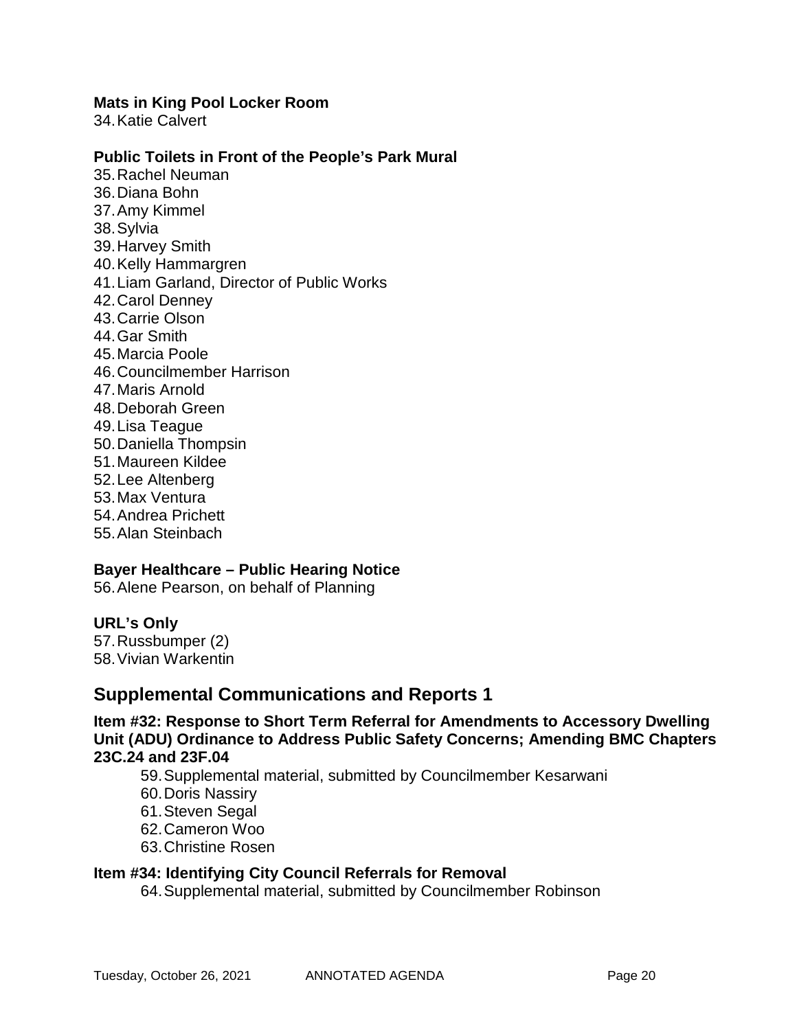**Mats in King Pool Locker Room**

34. Katie Calvert

**Public Toilets in Front of the People's Park Mural**

35. Rachel Neuman
36. Diana Bohn
37. Amy Kimmel
38. Sylvia
39. Harvey Smith
40. Kelly Hammargren
41. Liam Garland, Director of Public Works
42. Carol Denney
43. Carrie Olson
44. Gar Smith
45. Marcia Poole
46. Councilmember Harrison
47. Maris Arnold
48. Deborah Green
49. Lisa Teague
50. Daniella Thompsin
51. Maureen Kildee
52. Lee Altenberg
53. Max Ventura
54. Andrea Prichett
55. Alan Steinbach

**Bayer Healthcare – Public Hearing Notice**

56. Alene Pearson, on behalf of Planning

**URL's Only**

57. Russbumper (2)
58. Vivian Warkentin

## Supplemental Communications and Reports 1

**Item #32: Response to Short Term Referral for Amendments to Accessory Dwelling Unit (ADU) Ordinance to Address Public Safety Concerns; Amending BMC Chapters 23C.24 and 23F.04**

59. Supplemental material, submitted by Councilmember Kesarwani
60. Doris Nassiry
61. Steven Segal
62. Cameron Woo
63. Christine Rosen

**Item #34: Identifying City Council Referrals for Removal**

64. Supplemental material, submitted by Councilmember Robinson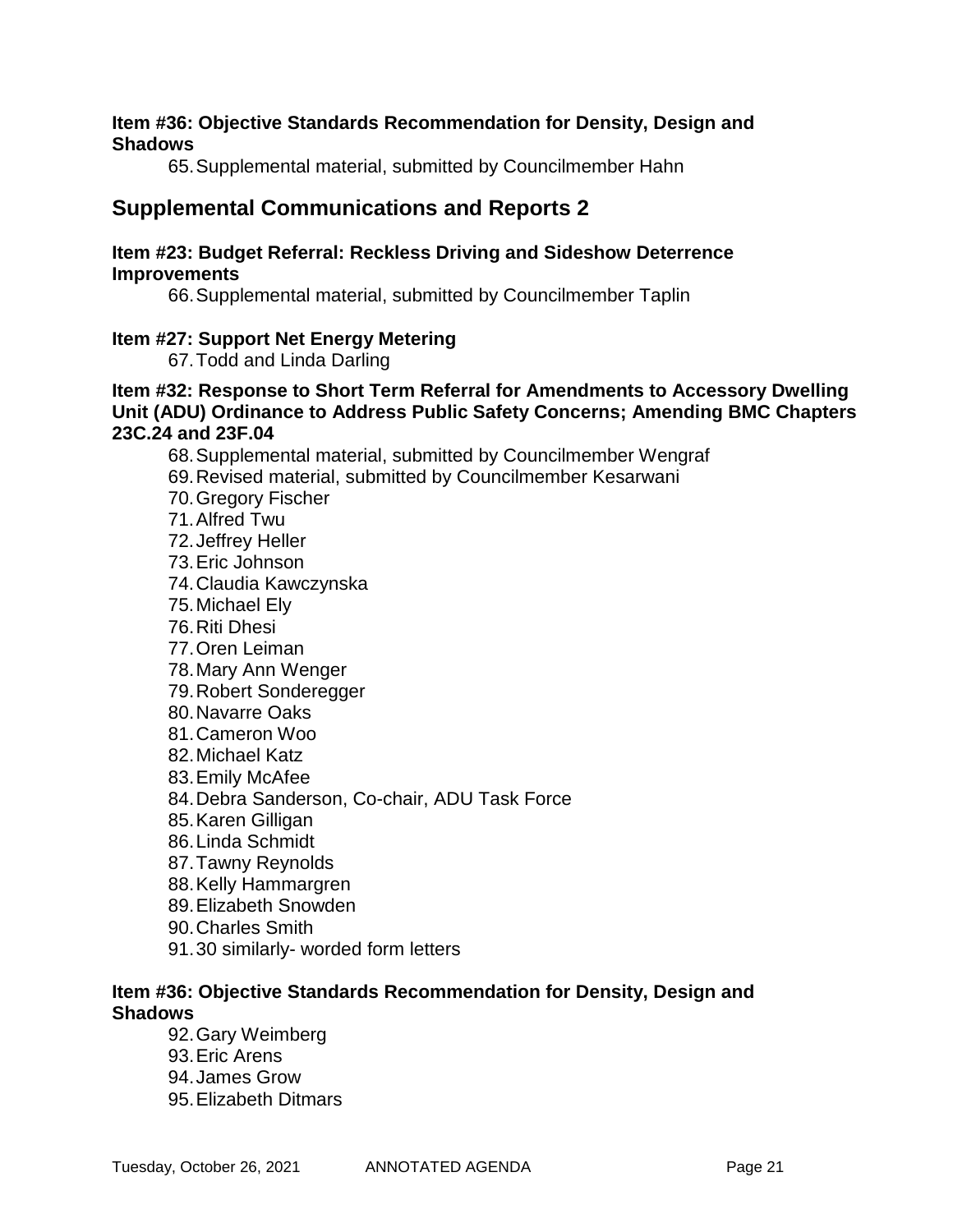**Item #36: Objective Standards Recommendation for Density, Design and Shadows**

65. Supplemental material, submitted by Councilmember Hahn

## Supplemental Communications and Reports 2

**Item #23: Budget Referral: Reckless Driving and Sideshow Deterrence Improvements**

66. Supplemental material, submitted by Councilmember Taplin

**Item #27: Support Net Energy Metering**

67. Todd and Linda Darling

**Item #32: Response to Short Term Referral for Amendments to Accessory Dwelling Unit (ADU) Ordinance to Address Public Safety Concerns; Amending BMC Chapters 23C.24 and 23F.04**

68. Supplemental material, submitted by Councilmember Wengraf
69. Revised material, submitted by Councilmember Kesarwani
70. Gregory Fischer
71. Alfred Twu
72. Jeffrey Heller
73. Eric Johnson
74. Claudia Kawczynska
75. Michael Ely
76. Riti Dhesi
77. Oren Leiman
78. Mary Ann Wenger
79. Robert Sonderegger
80. Navarre Oaks
81. Cameron Woo
82. Michael Katz
83. Emily McAfee
84. Debra Sanderson, Co-chair, ADU Task Force
85. Karen Gilligan
86. Linda Schmidt
87. Tawny Reynolds
88. Kelly Hammargren
89. Elizabeth Snowden
90. Charles Smith
91. 30 similarly- worded form letters

**Item #36: Objective Standards Recommendation for Density, Design and Shadows**

92. Gary Weimberg
93. Eric Arens
94. James Grow
95. Elizabeth Ditmars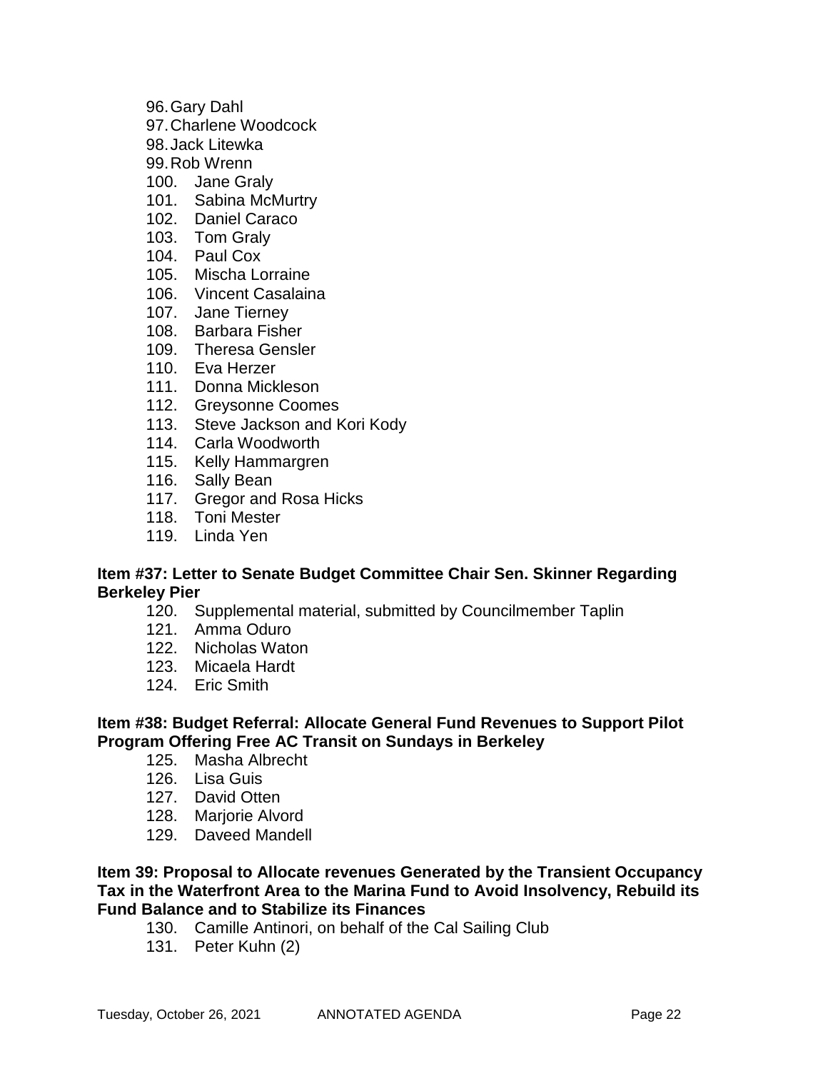96. Gary Dahl
97. Charlene Woodcock
98. Jack Litewka
99. Rob Wrenn
100. Jane Graly
101. Sabina McMurtry
102. Daniel Caraco
103. Tom Graly
104. Paul Cox
105. Mischa Lorraine
106. Vincent Casalaina
107. Jane Tierney
108. Barbara Fisher
109. Theresa Gensler
110. Eva Herzer
111. Donna Mickleson
112. Greysonne Coomes
113. Steve Jackson and Kori Kody
114. Carla Woodworth
115. Kelly Hammargren
116. Sally Bean
117. Gregor and Rosa Hicks
118. Toni Mester
119. Linda Yen

**Item #37: Letter to Senate Budget Committee Chair Sen. Skinner Regarding Berkeley Pier**

120. Supplemental material, submitted by Councilmember Taplin
121. Amma Oduro
122. Nicholas Waton
123. Micaela Hardt
124. Eric Smith

**Item #38: Budget Referral: Allocate General Fund Revenues to Support Pilot Program Offering Free AC Transit on Sundays in Berkeley**

125. Masha Albrecht
126. Lisa Guis
127. David Otten
128. Marjorie Alvord
129. Daveed Mandell

**Item 39: Proposal to Allocate revenues Generated by the Transient Occupancy Tax in the Waterfront Area to the Marina Fund to Avoid Insolvency, Rebuild its Fund Balance and to Stabilize its Finances**

130. Camille Antinori, on behalf of the Cal Sailing Club
131. Peter Kuhn (2)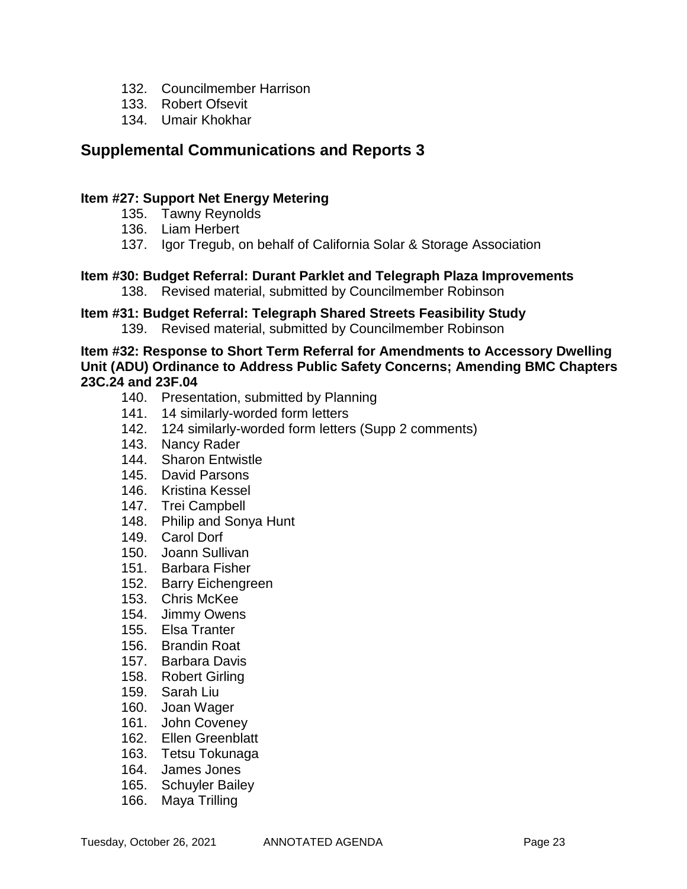132. Councilmember Harrison
133. Robert Ofsevit
134. Umair Khokhar

## Supplemental Communications and Reports 3

**Item #27: Support Net Energy Metering**

135. Tawny Reynolds
136. Liam Herbert
137. Igor Tregub, on behalf of California Solar & Storage Association

**Item #30: Budget Referral: Durant Parklet and Telegraph Plaza Improvements**

138. Revised material, submitted by Councilmember Robinson

**Item #31: Budget Referral: Telegraph Shared Streets Feasibility Study**

139. Revised material, submitted by Councilmember Robinson

**Item #32: Response to Short Term Referral for Amendments to Accessory Dwelling Unit (ADU) Ordinance to Address Public Safety Concerns; Amending BMC Chapters 23C.24 and 23F.04**

140. Presentation, submitted by Planning
141. 14 similarly-worded form letters
142. 124 similarly-worded form letters (Supp 2 comments)
143. Nancy Rader
144. Sharon Entwistle
145. David Parsons
146. Kristina Kessel
147. Trei Campbell
148. Philip and Sonya Hunt
149. Carol Dorf
150. Joann Sullivan
151. Barbara Fisher
152. Barry Eichengreen
153. Chris McKee
154. Jimmy Owens
155. Elsa Tranter
156. Brandin Roat
157. Barbara Davis
158. Robert Girling
159. Sarah Liu
160. Joan Wager
161. John Coveney
162. Ellen Greenblatt
163. Tetsu Tokunaga
164. James Jones
165. Schuyler Bailey
166. Maya Trilling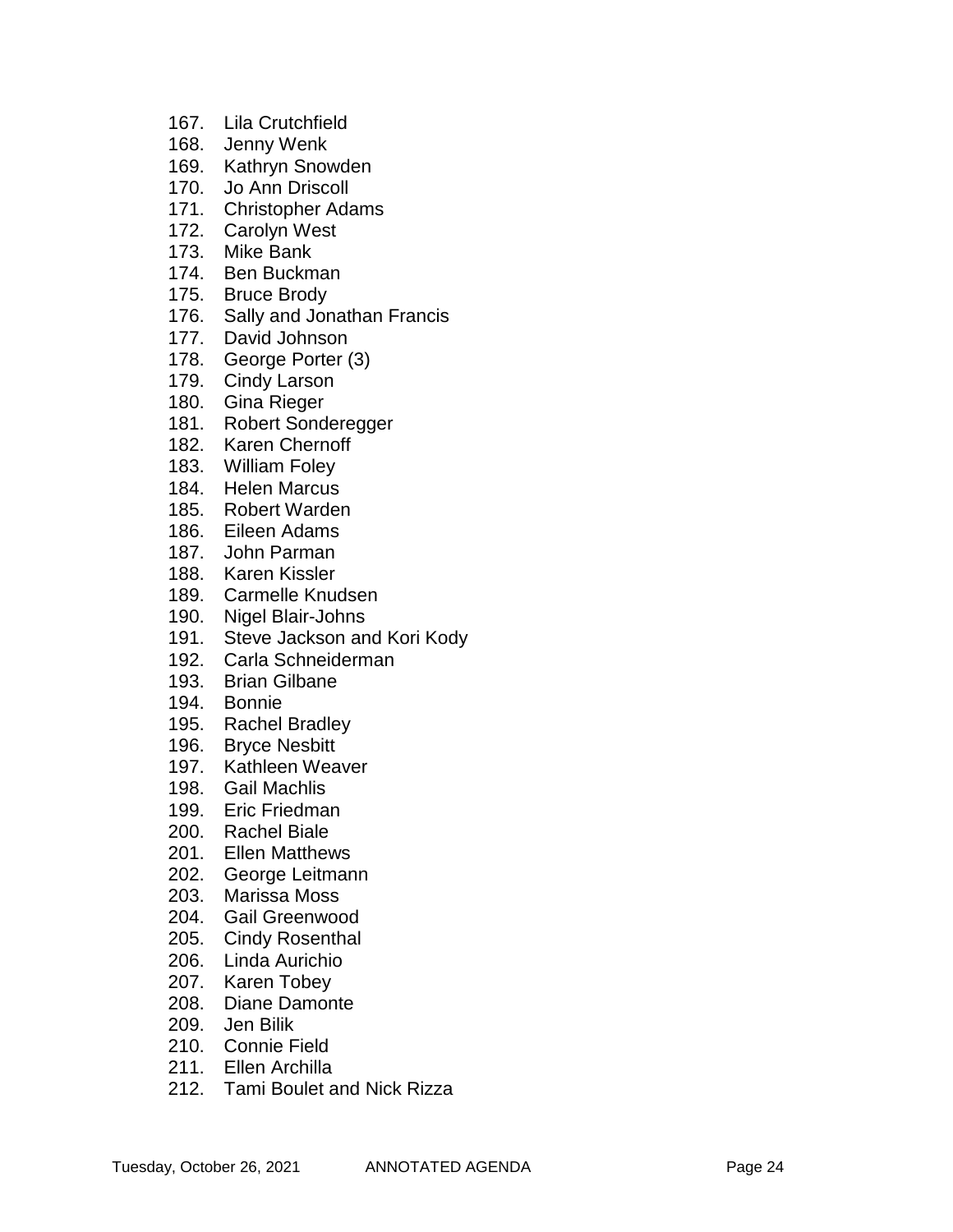167. Lila Crutchfield
168. Jenny Wenk
169. Kathryn Snowden
170. Jo Ann Driscoll
171. Christopher Adams
172. Carolyn West
173. Mike Bank
174. Ben Buckman
175. Bruce Brody
176. Sally and Jonathan Francis
177. David Johnson
178. George Porter (3)
179. Cindy Larson
180. Gina Rieger
181. Robert Sonderegger
182. Karen Chernoff
183. William Foley
184. Helen Marcus
185. Robert Warden
186. Eileen Adams
187. John Parman
188. Karen Kissler
189. Carmelle Knudsen
190. Nigel Blair-Johns
191. Steve Jackson and Kori Kody
192. Carla Schneiderman
193. Brian Gilbane
194. Bonnie
195. Rachel Bradley
196. Bryce Nesbitt
197. Kathleen Weaver
198. Gail Machlis
199. Eric Friedman
200. Rachel Biale
201. Ellen Matthews
202. George Leitmann
203. Marissa Moss
204. Gail Greenwood
205. Cindy Rosenthal
206. Linda Aurichio
207. Karen Tobey
208. Diane Damonte
209. Jen Bilik
210. Connie Field
211. Ellen Archilla
212. Tami Boulet and Nick Rizza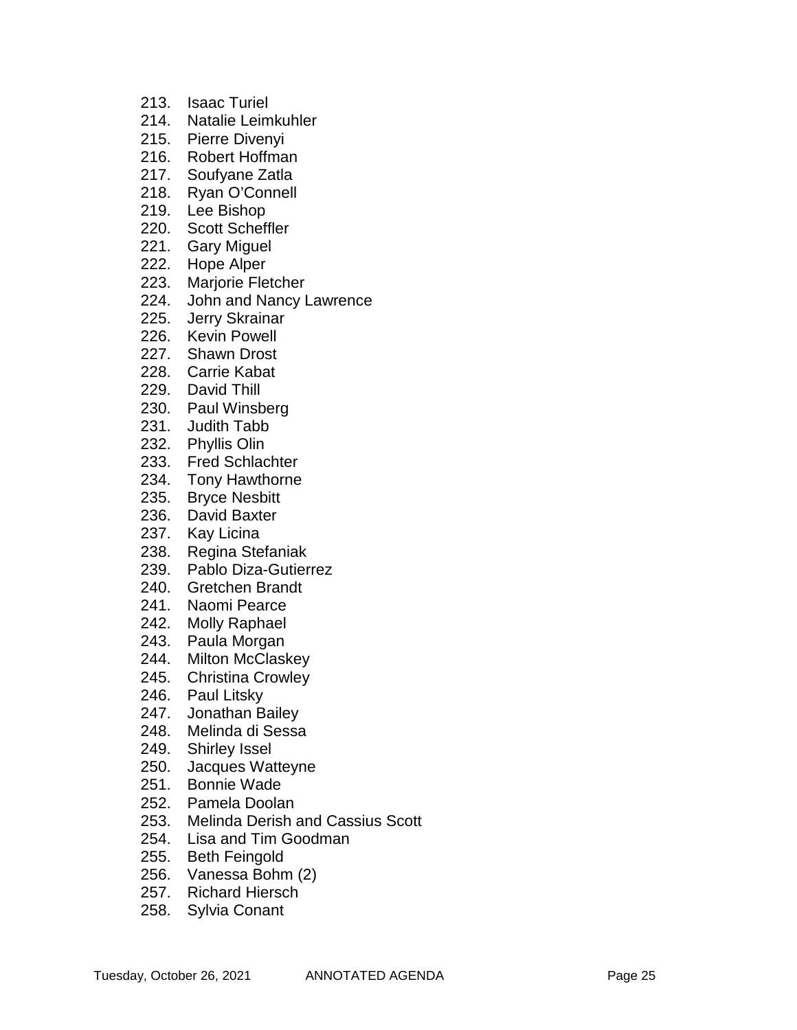213. Isaac Turiel
214. Natalie Leimkuhler
215. Pierre Divenyi
216. Robert Hoffman
217. Soufyane Zatla
218. Ryan O'Connell
219. Lee Bishop
220. Scott Scheffler
221. Gary Miguel
222. Hope Alper
223. Marjorie Fletcher
224. John and Nancy Lawrence
225. Jerry Skrainar
226. Kevin Powell
227. Shawn Drost
228. Carrie Kabat
229. David Thill
230. Paul Winsberg
231. Judith Tabb
232. Phyllis Olin
233. Fred Schlachter
234. Tony Hawthorne
235. Bryce Nesbitt
236. David Baxter
237. Kay Licina
238. Regina Stefaniak
239. Pablo Diza-Gutierrez
240. Gretchen Brandt
241. Naomi Pearce
242. Molly Raphael
243. Paula Morgan
244. Milton McClaskey
245. Christina Crowley
246. Paul Litsky
247. Jonathan Bailey
248. Melinda di Sessa
249. Shirley Issel
250. Jacques Watteyne
251. Bonnie Wade
252. Pamela Doolan
253. Melinda Derish and Cassius Scott
254. Lisa and Tim Goodman
255. Beth Feingold
256. Vanessa Bohm (2)
257. Richard Hiersch
258. Sylvia Conant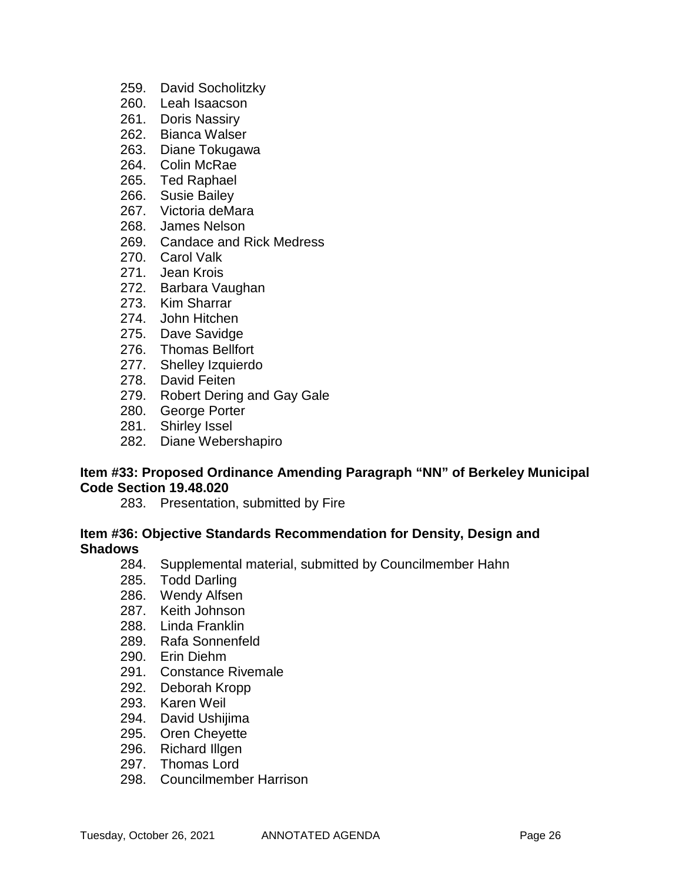259. David Socholitzky
260. Leah Isaacson
261. Doris Nassiry
262. Bianca Walser
263. Diane Tokugawa
264. Colin McRae
265. Ted Raphael
266. Susie Bailey
267. Victoria deMara
268. James Nelson
269. Candace and Rick Medress
270. Carol Valk
271. Jean Krois
272. Barbara Vaughan
273. Kim Sharrar
274. John Hitchen
275. Dave Savidge
276. Thomas Bellfort
277. Shelley Izquierdo
278. David Feiten
279. Robert Dering and Gay Gale
280. George Porter
281. Shirley Issel
282. Diane Webershapiro

**Item #33: Proposed Ordinance Amending Paragraph "NN" of Berkeley Municipal Code Section 19.48.020**

283. Presentation, submitted by Fire

**Item #36: Objective Standards Recommendation for Density, Design and Shadows**

284. Supplemental material, submitted by Councilmember Hahn
285. Todd Darling
286. Wendy Alfsen
287. Keith Johnson
288. Linda Franklin
289. Rafa Sonnenfeld
290. Erin Diehm
291. Constance Rivemale
292. Deborah Kropp
293. Karen Weil
294. David Ushijima
295. Oren Cheyette
296. Richard Illgen
297. Thomas Lord
298. Councilmember Harrison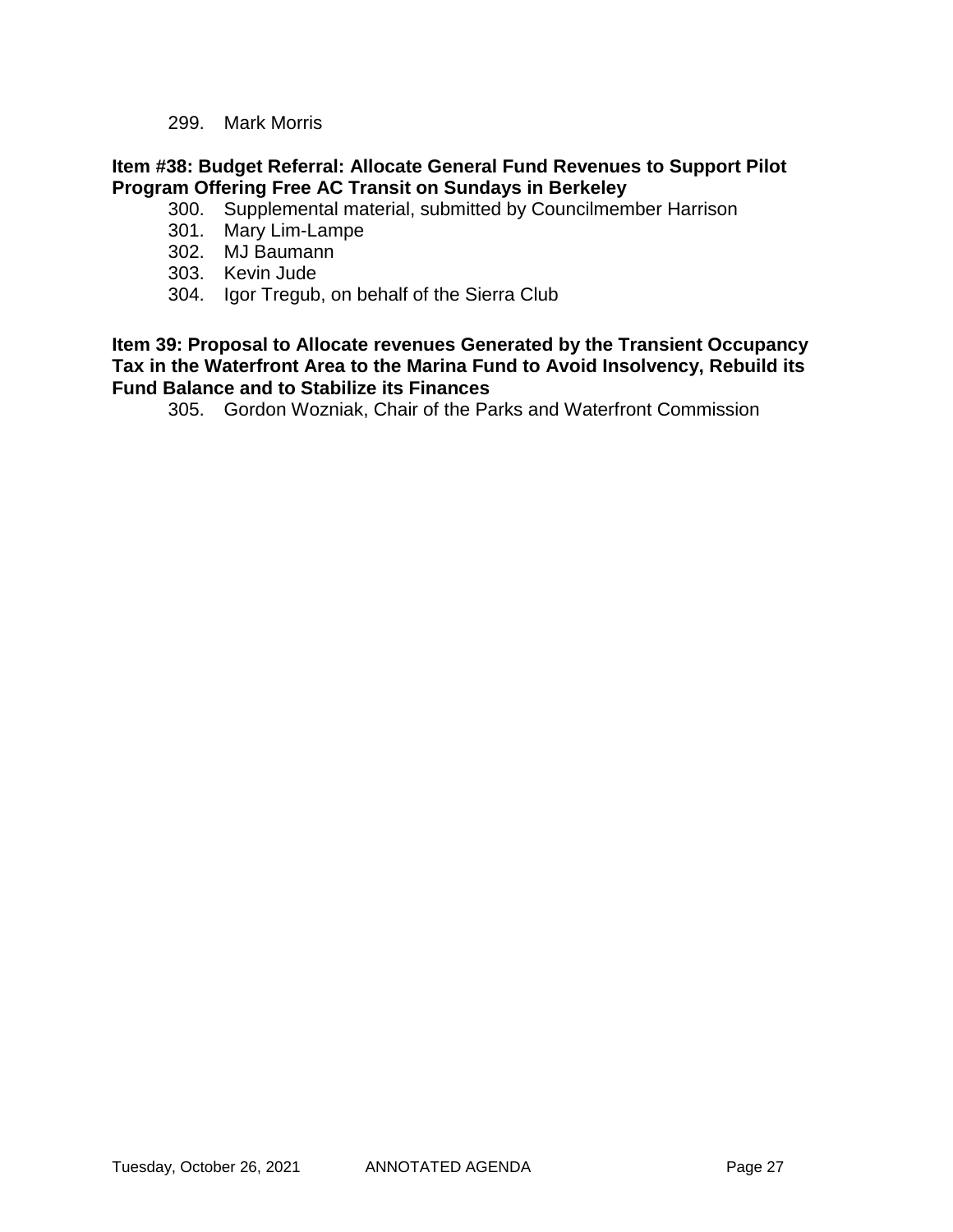299. Mark Morris

**Item #38: Budget Referral: Allocate General Fund Revenues to Support Pilot Program Offering Free AC Transit on Sundays in Berkeley**

300. Supplemental material, submitted by Councilmember Harrison
301. Mary Lim-Lampe
302. MJ Baumann
303. Kevin Jude
304. Igor Tregub, on behalf of the Sierra Club

**Item 39: Proposal to Allocate revenues Generated by the Transient Occupancy Tax in the Waterfront Area to the Marina Fund to Avoid Insolvency, Rebuild its Fund Balance and to Stabilize its Finances**

305. Gordon Wozniak, Chair of the Parks and Waterfront Commission